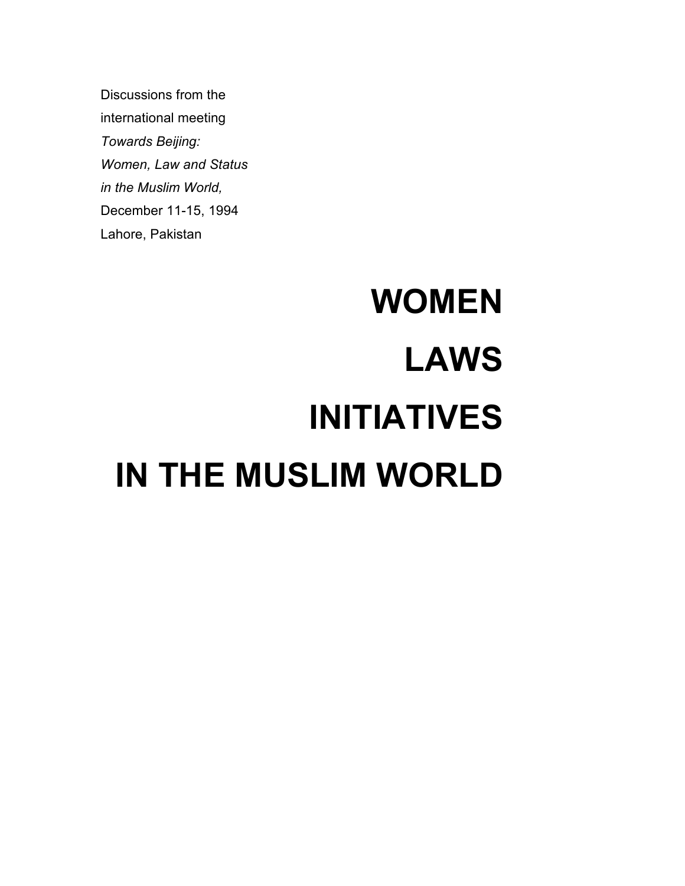Discussions from the
international meeting
*Towards Beijing:*
*Women, Law and Status*
*in the Muslim World,*
December 11-15, 1994
Lahore, Pakistan

# WOMEN
# LAWS
# INITIATIVES
# IN THE MUSLIM WORLD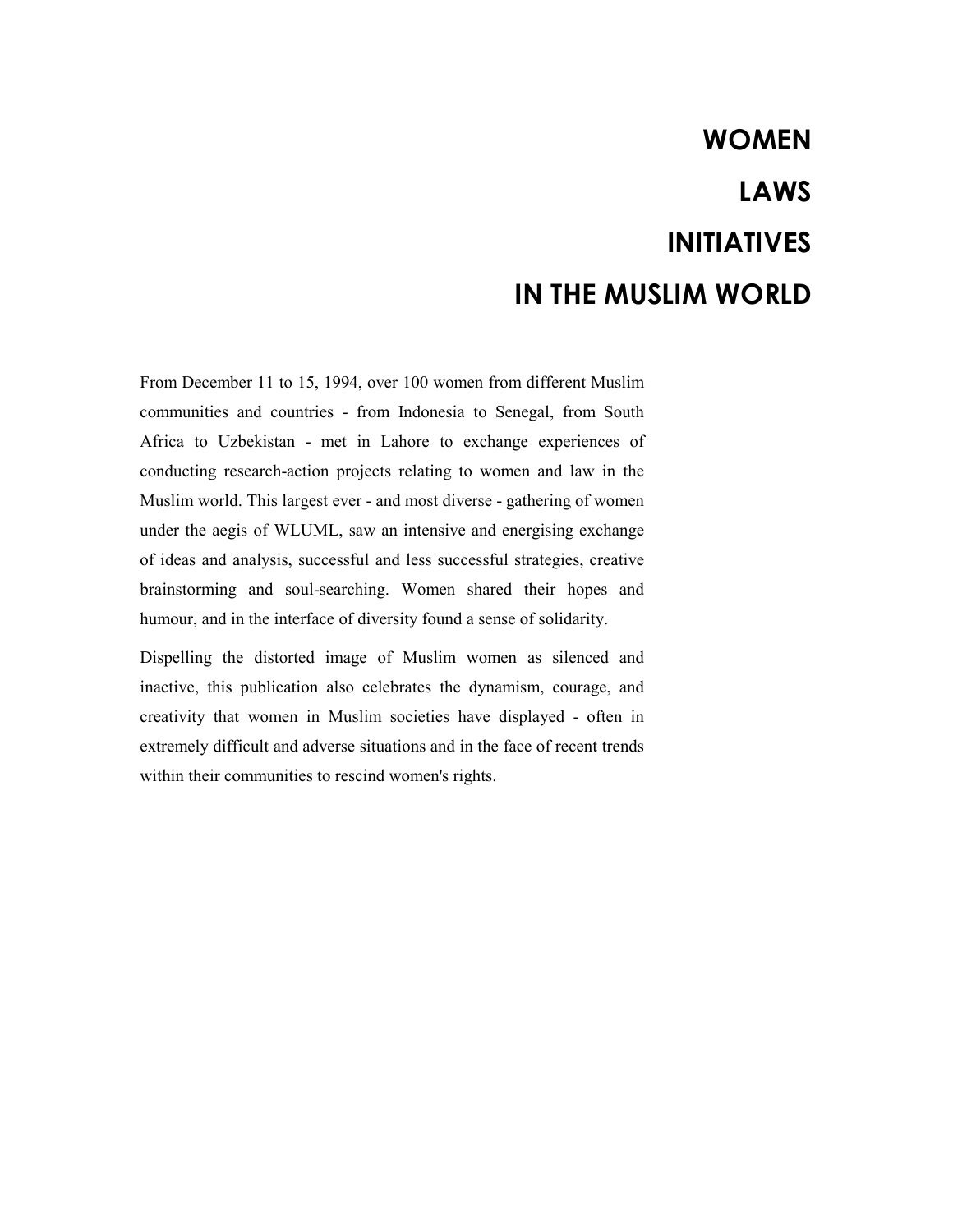# WOMEN
# LAWS
# INITIATIVES
# IN THE MUSLIM WORLD

From December 11 to 15, 1994, over 100 women from different Muslim communities and countries - from Indonesia to Senegal, from South Africa to Uzbekistan - met in Lahore to exchange experiences of conducting research-action projects relating to women and law in the Muslim world. This largest ever - and most diverse - gathering of women under the aegis of WLUML, saw an intensive and energising exchange of ideas and analysis, successful and less successful strategies, creative brainstorming and soul-searching. Women shared their hopes and humour, and in the interface of diversity found a sense of solidarity.

Dispelling the distorted image of Muslim women as silenced and inactive, this publication also celebrates the dynamism, courage, and creativity that women in Muslim societies have displayed - often in extremely difficult and adverse situations and in the face of recent trends within their communities to rescind women's rights.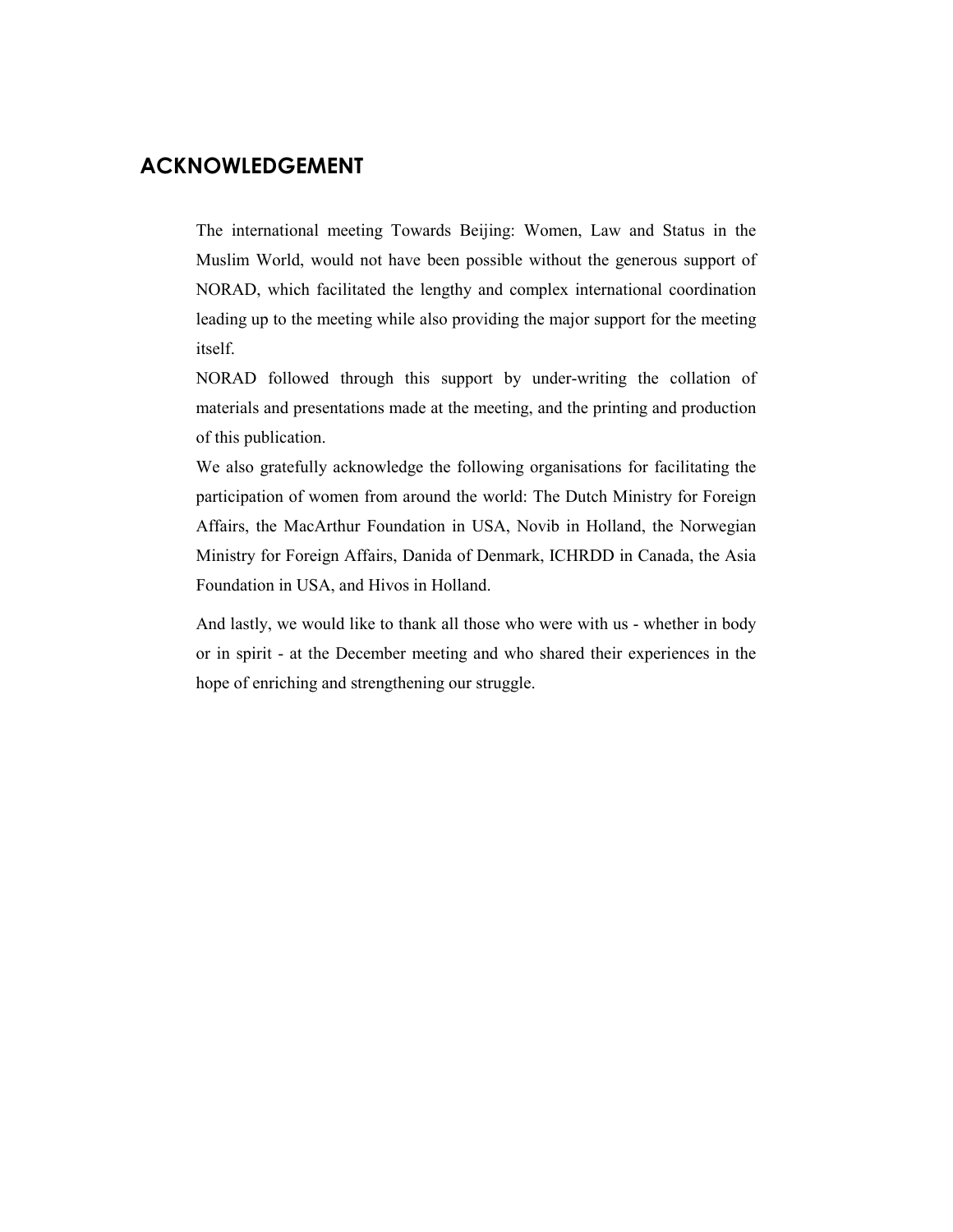## ACKNOWLEDGEMENT

The international meeting Towards Beijing: Women, Law and Status in the Muslim World, would not have been possible without the generous support of NORAD, which facilitated the lengthy and complex international coordination leading up to the meeting while also providing the major support for the meeting itself.

NORAD followed through this support by under-writing the collation of materials and presentations made at the meeting, and the printing and production of this publication.

We also gratefully acknowledge the following organisations for facilitating the participation of women from around the world: The Dutch Ministry for Foreign Affairs, the MacArthur Foundation in USA, Novib in Holland, the Norwegian Ministry for Foreign Affairs, Danida of Denmark, ICHRDD in Canada, the Asia Foundation in USA, and Hivos in Holland.

And lastly, we would like to thank all those who were with us - whether in body or in spirit - at the December meeting and who shared their experiences in the hope of enriching and strengthening our struggle.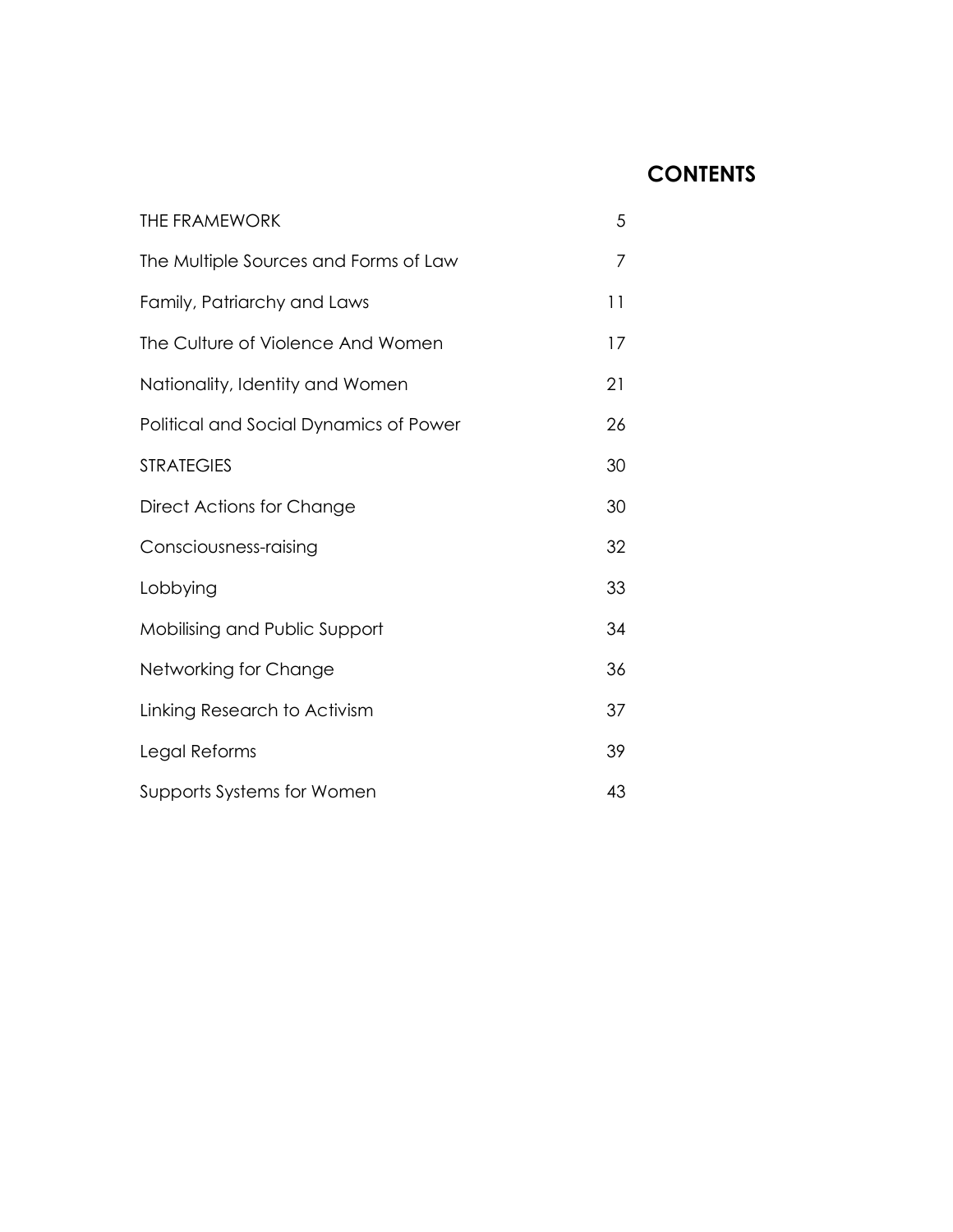# CONTENTS

| | |
|---|---|
| THE FRAMEWORK | 5 |
| The Multiple Sources and Forms of Law | 7 |
| Family, Patriarchy and Laws | 11 |
| The Culture of Violence And Women | 17 |
| Nationality, Identity and Women | 21 |
| Political and Social Dynamics of Power | 26 |
| STRATEGIES | 30 |
| Direct Actions for Change | 30 |
| Consciousness-raising | 32 |
| Lobbying | 33 |
| Mobilising and Public Support | 34 |
| Networking for Change | 36 |
| Linking Research to Activism | 37 |
| Legal Reforms | 39 |
| Supports Systems for Women | 43 |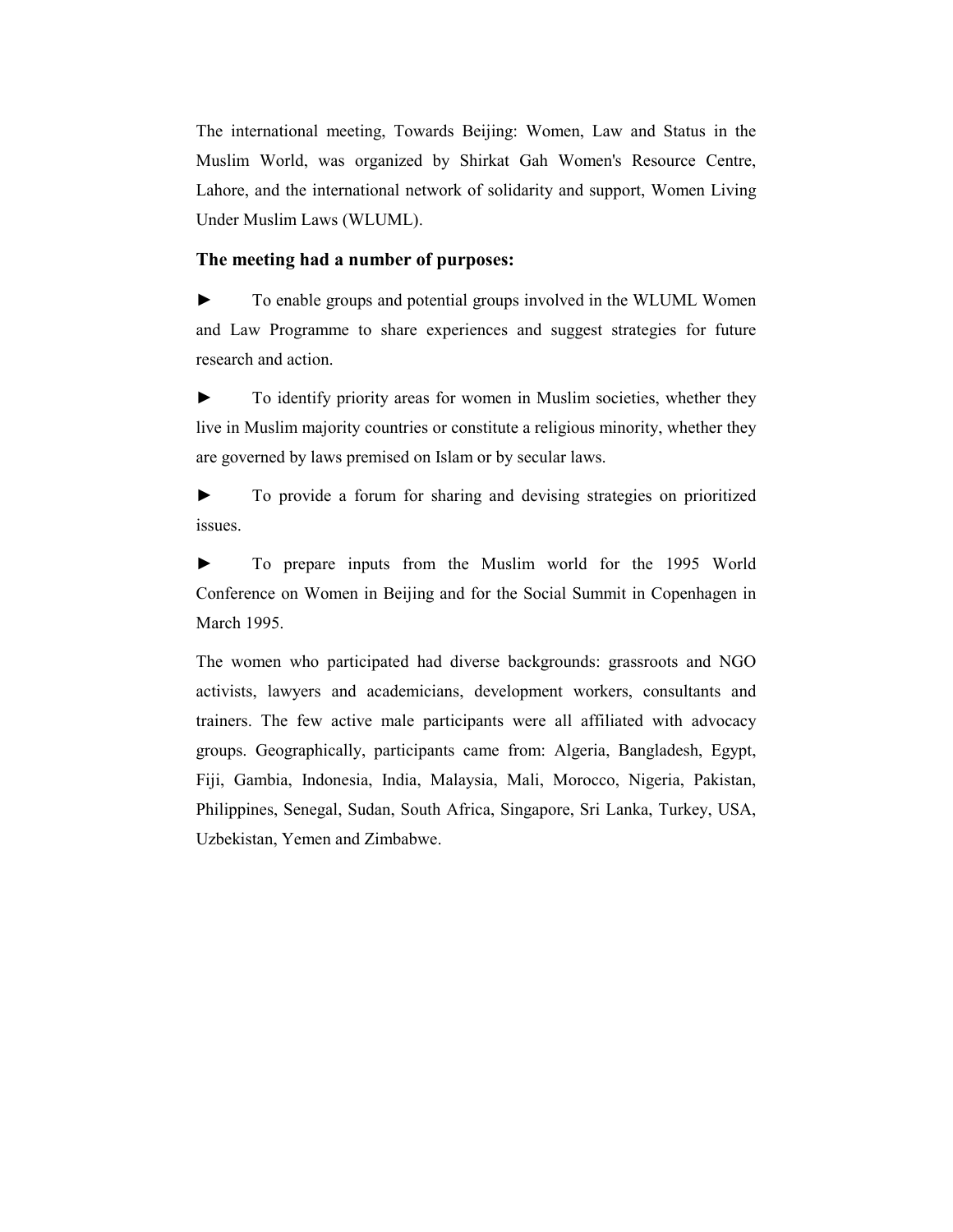The international meeting, Towards Beijing: Women, Law and Status in the Muslim World, was organized by Shirkat Gah Women's Resource Centre, Lahore, and the international network of solidarity and support, Women Living Under Muslim Laws (WLUML).

### The meeting had a number of purposes:

► To enable groups and potential groups involved in the WLUML Women and Law Programme to share experiences and suggest strategies for future research and action.

► To identify priority areas for women in Muslim societies, whether they live in Muslim majority countries or constitute a religious minority, whether they are governed by laws premised on Islam or by secular laws.

► To provide a forum for sharing and devising strategies on prioritized issues.

► To prepare inputs from the Muslim world for the 1995 World Conference on Women in Beijing and for the Social Summit in Copenhagen in March 1995.

The women who participated had diverse backgrounds: grassroots and NGO activists, lawyers and academicians, development workers, consultants and trainers. The few active male participants were all affiliated with advocacy groups. Geographically, participants came from: Algeria, Bangladesh, Egypt, Fiji, Gambia, Indonesia, India, Malaysia, Mali, Morocco, Nigeria, Pakistan, Philippines, Senegal, Sudan, South Africa, Singapore, Sri Lanka, Turkey, USA, Uzbekistan, Yemen and Zimbabwe.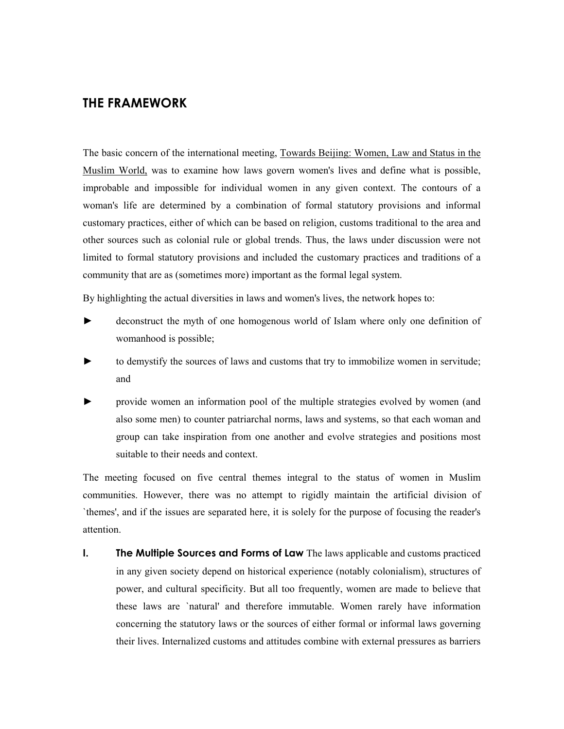## THE FRAMEWORK

The basic concern of the international meeting, <u>Towards Beijing: Women, Law and Status in the Muslim World,</u> was to examine how laws govern women's lives and define what is possible, improbable and impossible for individual women in any given context. The contours of a woman's life are determined by a combination of formal statutory provisions and informal customary practices, either of which can be based on religion, customs traditional to the area and other sources such as colonial rule or global trends. Thus, the laws under discussion were not limited to formal statutory provisions and included the customary practices and traditions of a community that are as (sometimes more) important as the formal legal system.

By highlighting the actual diversities in laws and women's lives, the network hopes to:

► deconstruct the myth of one homogenous world of Islam where only one definition of womanhood is possible;

► to demystify the sources of laws and customs that try to immobilize women in servitude; and

► provide women an information pool of the multiple strategies evolved by women (and also some men) to counter patriarchal norms, laws and systems, so that each woman and group can take inspiration from one another and evolve strategies and positions most suitable to their needs and context.

The meeting focused on five central themes integral to the status of women in Muslim communities. However, there was no attempt to rigidly maintain the artificial division of `themes', and if the issues are separated here, it is solely for the purpose of focusing the reader's attention.

**I. The Multiple Sources and Forms of Law** The laws applicable and customs practiced in any given society depend on historical experience (notably colonialism), structures of power, and cultural specificity. But all too frequently, women are made to believe that these laws are `natural' and therefore immutable. Women rarely have information concerning the statutory laws or the sources of either formal or informal laws governing their lives. Internalized customs and attitudes combine with external pressures as barriers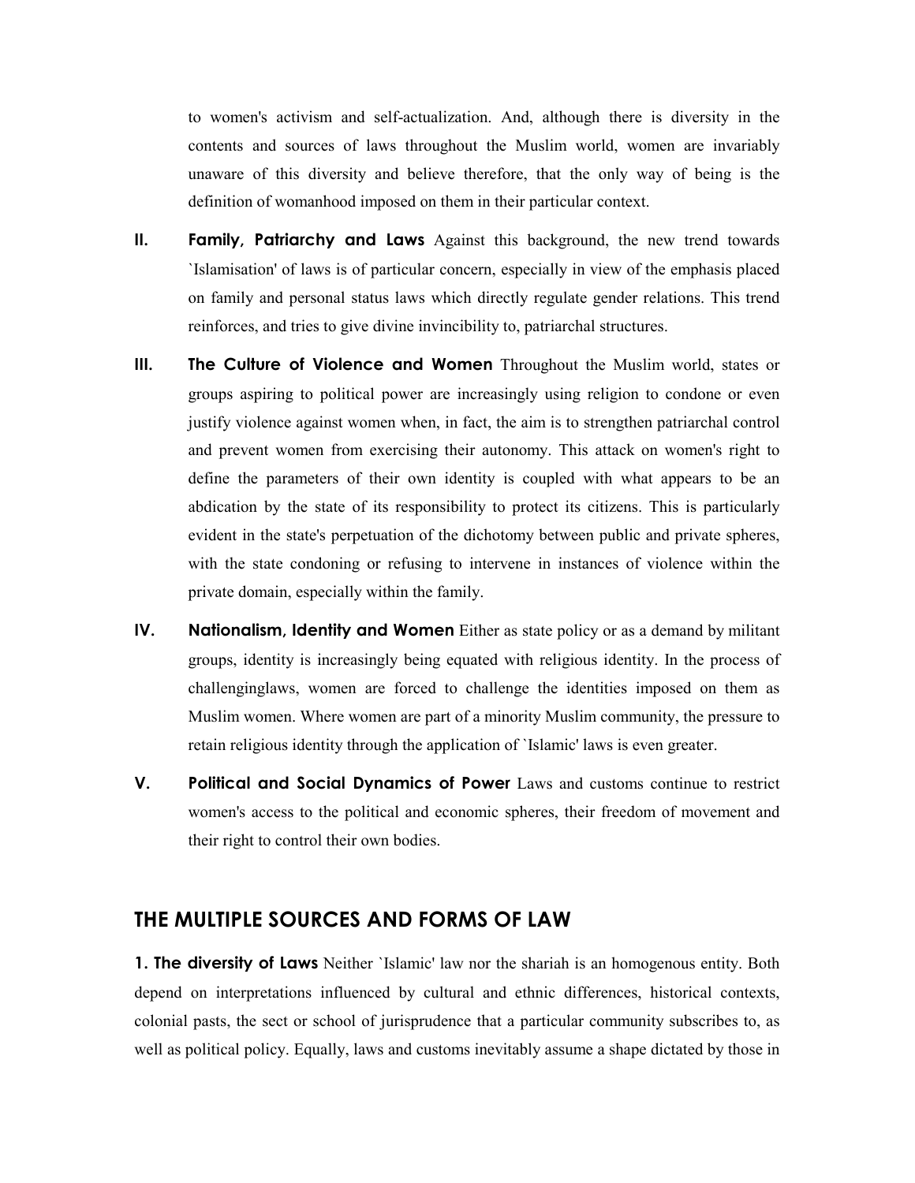to women's activism and self-actualization. And, although there is diversity in the contents and sources of laws throughout the Muslim world, women are invariably unaware of this diversity and believe therefore, that the only way of being is the definition of womanhood imposed on them in their particular context.

**II. Family, Patriarchy and Laws** Against this background, the new trend towards `Islamisation' of laws is of particular concern, especially in view of the emphasis placed on family and personal status laws which directly regulate gender relations. This trend reinforces, and tries to give divine invincibility to, patriarchal structures.

**III. The Culture of Violence and Women** Throughout the Muslim world, states or groups aspiring to political power are increasingly using religion to condone or even justify violence against women when, in fact, the aim is to strengthen patriarchal control and prevent women from exercising their autonomy. This attack on women's right to define the parameters of their own identity is coupled with what appears to be an abdication by the state of its responsibility to protect its citizens. This is particularly evident in the state's perpetuation of the dichotomy between public and private spheres, with the state condoning or refusing to intervene in instances of violence within the private domain, especially within the family.

**IV. Nationalism, Identity and Women** Either as state policy or as a demand by militant groups, identity is increasingly being equated with religious identity. In the process of challenginglaws, women are forced to challenge the identities imposed on them as Muslim women. Where women are part of a minority Muslim community, the pressure to retain religious identity through the application of `Islamic' laws is even greater.

**V. Political and Social Dynamics of Power** Laws and customs continue to restrict women's access to the political and economic spheres, their freedom of movement and their right to control their own bodies.

## THE MULTIPLE SOURCES AND FORMS OF LAW

**1. The diversity of Laws** Neither `Islamic' law nor the shariah is an homogenous entity. Both depend on interpretations influenced by cultural and ethnic differences, historical contexts, colonial pasts, the sect or school of jurisprudence that a particular community subscribes to, as well as political policy. Equally, laws and customs inevitably assume a shape dictated by those in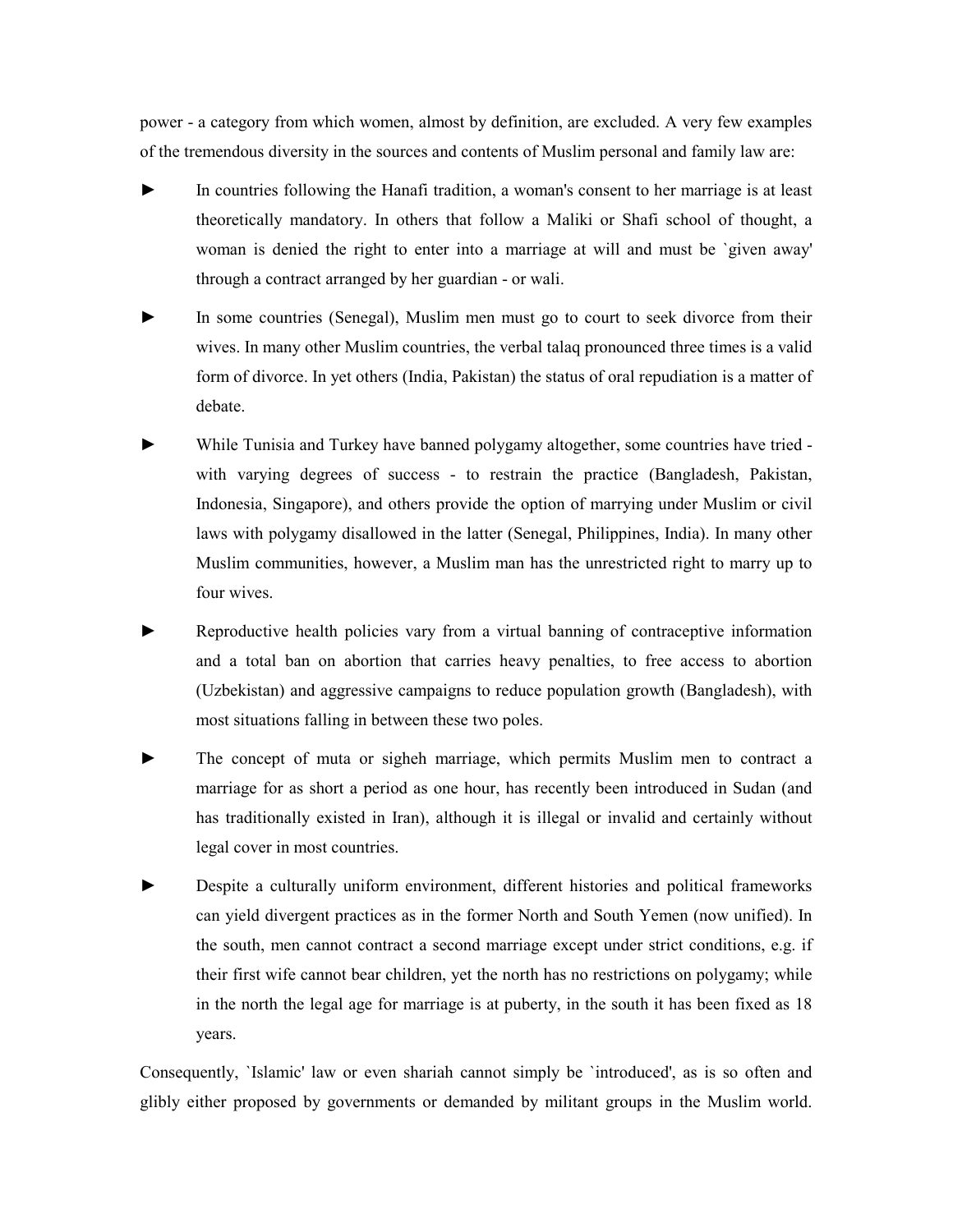power - a category from which women, almost by definition, are excluded. A very few examples of the tremendous diversity in the sources and contents of Muslim personal and family law are:

► In countries following the Hanafi tradition, a woman's consent to her marriage is at least theoretically mandatory. In others that follow a Maliki or Shafi school of thought, a woman is denied the right to enter into a marriage at will and must be `given away' through a contract arranged by her guardian - or wali.

► In some countries (Senegal), Muslim men must go to court to seek divorce from their wives. In many other Muslim countries, the verbal talaq pronounced three times is a valid form of divorce. In yet others (India, Pakistan) the status of oral repudiation is a matter of debate.

► While Tunisia and Turkey have banned polygamy altogether, some countries have tried - with varying degrees of success - to restrain the practice (Bangladesh, Pakistan, Indonesia, Singapore), and others provide the option of marrying under Muslim or civil laws with polygamy disallowed in the latter (Senegal, Philippines, India). In many other Muslim communities, however, a Muslim man has the unrestricted right to marry up to four wives.

► Reproductive health policies vary from a virtual banning of contraceptive information and a total ban on abortion that carries heavy penalties, to free access to abortion (Uzbekistan) and aggressive campaigns to reduce population growth (Bangladesh), with most situations falling in between these two poles.

► The concept of muta or sigheh marriage, which permits Muslim men to contract a marriage for as short a period as one hour, has recently been introduced in Sudan (and has traditionally existed in Iran), although it is illegal or invalid and certainly without legal cover in most countries.

► Despite a culturally uniform environment, different histories and political frameworks can yield divergent practices as in the former North and South Yemen (now unified). In the south, men cannot contract a second marriage except under strict conditions, e.g. if their first wife cannot bear children, yet the north has no restrictions on polygamy; while in the north the legal age for marriage is at puberty, in the south it has been fixed as 18 years.

Consequently, `Islamic' law or even shariah cannot simply be `introduced', as is so often and glibly either proposed by governments or demanded by militant groups in the Muslim world.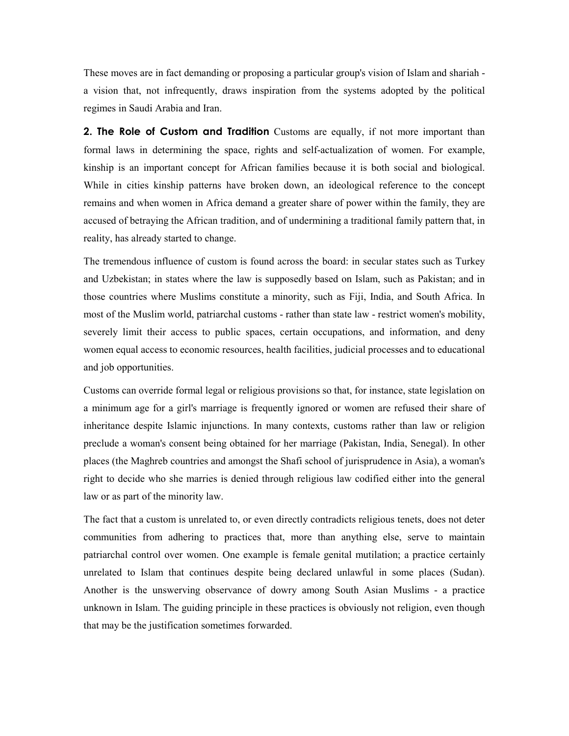These moves are in fact demanding or proposing a particular group's vision of Islam and shariah - a vision that, not infrequently, draws inspiration from the systems adopted by the political regimes in Saudi Arabia and Iran.

**2. The Role of Custom and Tradition** Customs are equally, if not more important than formal laws in determining the space, rights and self-actualization of women. For example, kinship is an important concept for African families because it is both social and biological. While in cities kinship patterns have broken down, an ideological reference to the concept remains and when women in Africa demand a greater share of power within the family, they are accused of betraying the African tradition, and of undermining a traditional family pattern that, in reality, has already started to change.

The tremendous influence of custom is found across the board: in secular states such as Turkey and Uzbekistan; in states where the law is supposedly based on Islam, such as Pakistan; and in those countries where Muslims constitute a minority, such as Fiji, India, and South Africa. In most of the Muslim world, patriarchal customs - rather than state law - restrict women's mobility, severely limit their access to public spaces, certain occupations, and information, and deny women equal access to economic resources, health facilities, judicial processes and to educational and job opportunities.

Customs can override formal legal or religious provisions so that, for instance, state legislation on a minimum age for a girl's marriage is frequently ignored or women are refused their share of inheritance despite Islamic injunctions. In many contexts, customs rather than law or religion preclude a woman's consent being obtained for her marriage (Pakistan, India, Senegal). In other places (the Maghreb countries and amongst the Shafi school of jurisprudence in Asia), a woman's right to decide who she marries is denied through religious law codified either into the general law or as part of the minority law.

The fact that a custom is unrelated to, or even directly contradicts religious tenets, does not deter communities from adhering to practices that, more than anything else, serve to maintain patriarchal control over women. One example is female genital mutilation; a practice certainly unrelated to Islam that continues despite being declared unlawful in some places (Sudan). Another is the unswerving observance of dowry among South Asian Muslims - a practice unknown in Islam. The guiding principle in these practices is obviously not religion, even though that may be the justification sometimes forwarded.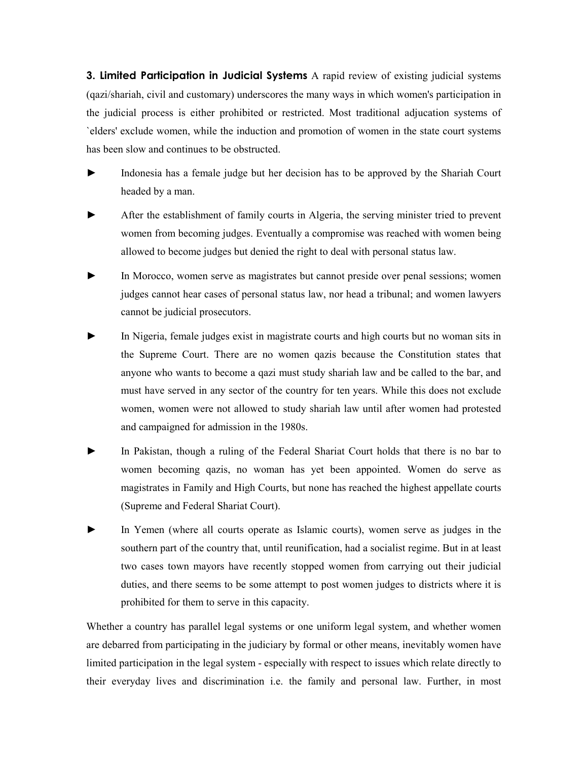**3. Limited Participation in Judicial Systems** A rapid review of existing judicial systems (qazi/shariah, civil and customary) underscores the many ways in which women's participation in the judicial process is either prohibited or restricted. Most traditional adjucation systems of `elders' exclude women, while the induction and promotion of women in the state court systems has been slow and continues to be obstructed.

► Indonesia has a female judge but her decision has to be approved by the Shariah Court headed by a man.

► After the establishment of family courts in Algeria, the serving minister tried to prevent women from becoming judges. Eventually a compromise was reached with women being allowed to become judges but denied the right to deal with personal status law.

► In Morocco, women serve as magistrates but cannot preside over penal sessions; women judges cannot hear cases of personal status law, nor head a tribunal; and women lawyers cannot be judicial prosecutors.

► In Nigeria, female judges exist in magistrate courts and high courts but no woman sits in the Supreme Court. There are no women qazis because the Constitution states that anyone who wants to become a qazi must study shariah law and be called to the bar, and must have served in any sector of the country for ten years. While this does not exclude women, women were not allowed to study shariah law until after women had protested and campaigned for admission in the 1980s.

► In Pakistan, though a ruling of the Federal Shariat Court holds that there is no bar to women becoming qazis, no woman has yet been appointed. Women do serve as magistrates in Family and High Courts, but none has reached the highest appellate courts (Supreme and Federal Shariat Court).

► In Yemen (where all courts operate as Islamic courts), women serve as judges in the southern part of the country that, until reunification, had a socialist regime. But in at least two cases town mayors have recently stopped women from carrying out their judicial duties, and there seems to be some attempt to post women judges to districts where it is prohibited for them to serve in this capacity.

Whether a country has parallel legal systems or one uniform legal system, and whether women are debarred from participating in the judiciary by formal or other means, inevitably women have limited participation in the legal system - especially with respect to issues which relate directly to their everyday lives and discrimination i.e. the family and personal law. Further, in most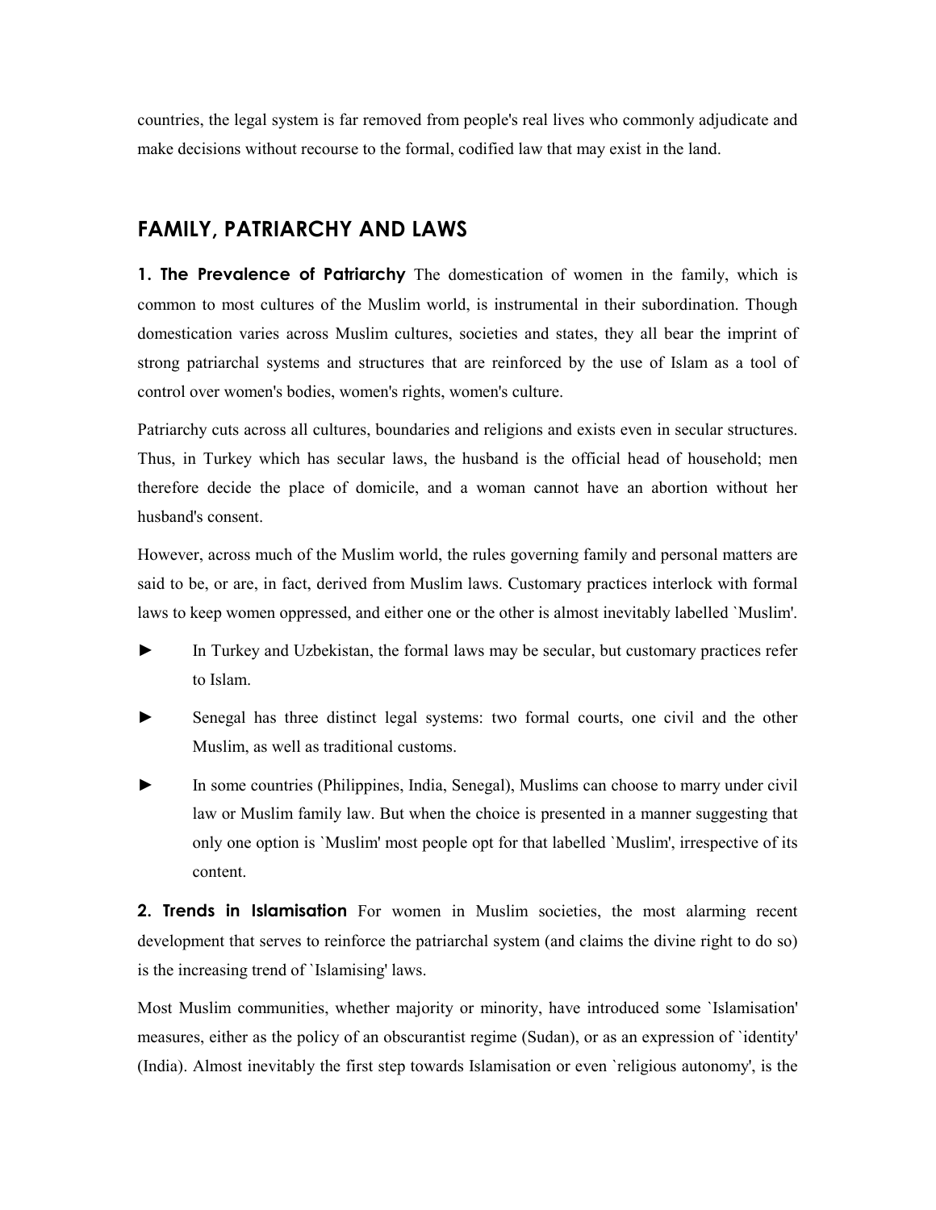countries, the legal system is far removed from people's real lives who commonly adjudicate and make decisions without recourse to the formal, codified law that may exist in the land.

## FAMILY, PATRIARCHY AND LAWS

**1. The Prevalence of Patriarchy** The domestication of women in the family, which is common to most cultures of the Muslim world, is instrumental in their subordination. Though domestication varies across Muslim cultures, societies and states, they all bear the imprint of strong patriarchal systems and structures that are reinforced by the use of Islam as a tool of control over women's bodies, women's rights, women's culture.

Patriarchy cuts across all cultures, boundaries and religions and exists even in secular structures. Thus, in Turkey which has secular laws, the husband is the official head of household; men therefore decide the place of domicile, and a woman cannot have an abortion without her husband's consent.

However, across much of the Muslim world, the rules governing family and personal matters are said to be, or are, in fact, derived from Muslim laws. Customary practices interlock with formal laws to keep women oppressed, and either one or the other is almost inevitably labelled `Muslim'.

- In Turkey and Uzbekistan, the formal laws may be secular, but customary practices refer to Islam.
- Senegal has three distinct legal systems: two formal courts, one civil and the other Muslim, as well as traditional customs.
- In some countries (Philippines, India, Senegal), Muslims can choose to marry under civil law or Muslim family law. But when the choice is presented in a manner suggesting that only one option is `Muslim' most people opt for that labelled `Muslim', irrespective of its content.

**2. Trends in Islamisation** For women in Muslim societies, the most alarming recent development that serves to reinforce the patriarchal system (and claims the divine right to do so) is the increasing trend of `Islamising' laws.

Most Muslim communities, whether majority or minority, have introduced some `Islamisation' measures, either as the policy of an obscurantist regime (Sudan), or as an expression of `identity' (India). Almost inevitably the first step towards Islamisation or even `religious autonomy', is the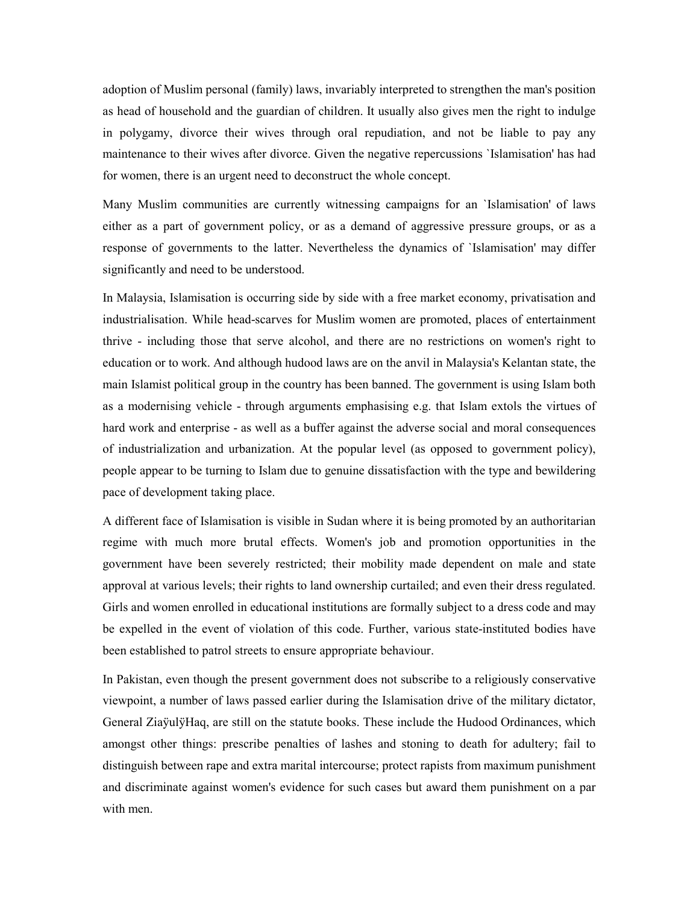adoption of Muslim personal (family) laws, invariably interpreted to strengthen the man's position as head of household and the guardian of children. It usually also gives men the right to indulge in polygamy, divorce their wives through oral repudiation, and not be liable to pay any maintenance to their wives after divorce. Given the negative repercussions `Islamisation' has had for women, there is an urgent need to deconstruct the whole concept.

Many Muslim communities are currently witnessing campaigns for an `Islamisation' of laws either as a part of government policy, or as a demand of aggressive pressure groups, or as a response of governments to the latter. Nevertheless the dynamics of `Islamisation' may differ significantly and need to be understood.

In Malaysia, Islamisation is occurring side by side with a free market economy, privatisation and industrialisation. While head-scarves for Muslim women are promoted, places of entertainment thrive - including those that serve alcohol, and there are no restrictions on women's right to education or to work. And although hudood laws are on the anvil in Malaysia's Kelantan state, the main Islamist political group in the country has been banned. The government is using Islam both as a modernising vehicle - through arguments emphasising e.g. that Islam extols the virtues of hard work and enterprise - as well as a buffer against the adverse social and moral consequences of industrialization and urbanization. At the popular level (as opposed to government policy), people appear to be turning to Islam due to genuine dissatisfaction with the type and bewildering pace of development taking place.

A different face of Islamisation is visible in Sudan where it is being promoted by an authoritarian regime with much more brutal effects. Women's job and promotion opportunities in the government have been severely restricted; their mobility made dependent on male and state approval at various levels; their rights to land ownership curtailed; and even their dress regulated. Girls and women enrolled in educational institutions are formally subject to a dress code and may be expelled in the event of violation of this code. Further, various state-instituted bodies have been established to patrol streets to ensure appropriate behaviour.

In Pakistan, even though the present government does not subscribe to a religiously conservative viewpoint, a number of laws passed earlier during the Islamisation drive of the military dictator, General ZiaÿulÿHaq, are still on the statute books. These include the Hudood Ordinances, which amongst other things: prescribe penalties of lashes and stoning to death for adultery; fail to distinguish between rape and extra marital intercourse; protect rapists from maximum punishment and discriminate against women's evidence for such cases but award them punishment on a par with men.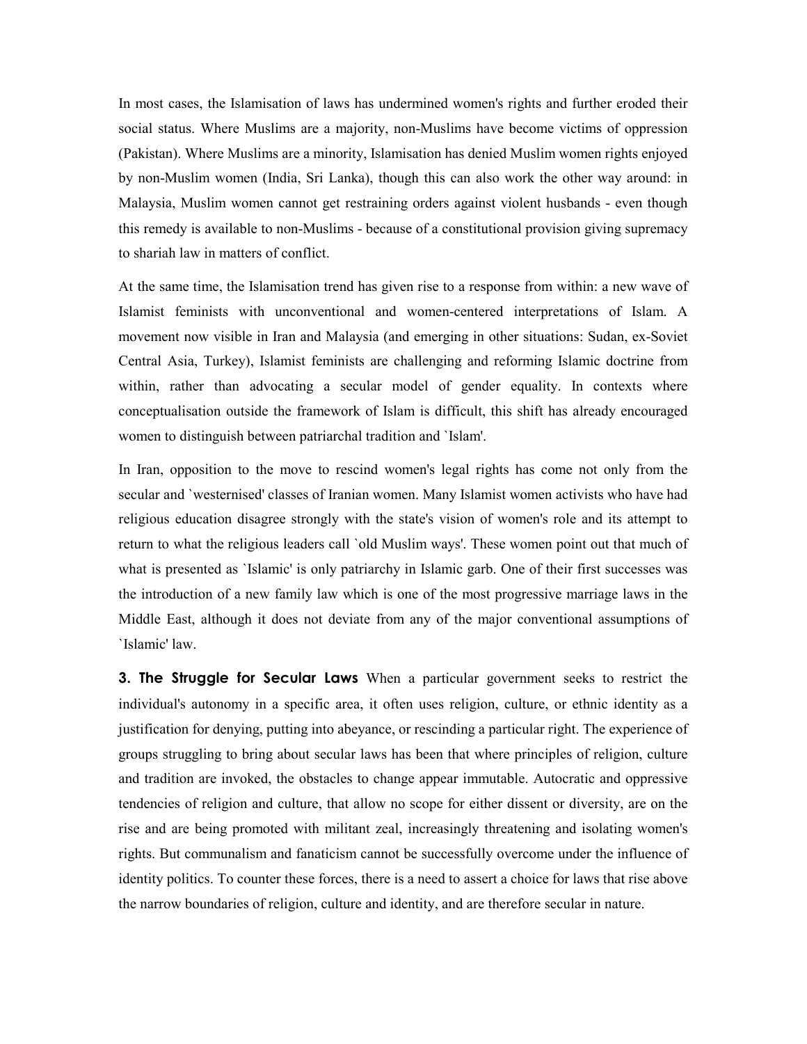In most cases, the Islamisation of laws has undermined women's rights and further eroded their social status. Where Muslims are a majority, non-Muslims have become victims of oppression (Pakistan). Where Muslims are a minority, Islamisation has denied Muslim women rights enjoyed by non-Muslim women (India, Sri Lanka), though this can also work the other way around: in Malaysia, Muslim women cannot get restraining orders against violent husbands - even though this remedy is available to non-Muslims - because of a constitutional provision giving supremacy to shariah law in matters of conflict.

At the same time, the Islamisation trend has given rise to a response from within: a new wave of Islamist feminists with unconventional and women-centered interpretations of Islam. A movement now visible in Iran and Malaysia (and emerging in other situations: Sudan, ex-Soviet Central Asia, Turkey), Islamist feminists are challenging and reforming Islamic doctrine from within, rather than advocating a secular model of gender equality. In contexts where conceptualisation outside the framework of Islam is difficult, this shift has already encouraged women to distinguish between patriarchal tradition and `Islam'.

In Iran, opposition to the move to rescind women's legal rights has come not only from the secular and `westernised' classes of Iranian women. Many Islamist women activists who have had religious education disagree strongly with the state's vision of women's role and its attempt to return to what the religious leaders call `old Muslim ways'. These women point out that much of what is presented as `Islamic' is only patriarchy in Islamic garb. One of their first successes was the introduction of a new family law which is one of the most progressive marriage laws in the Middle East, although it does not deviate from any of the major conventional assumptions of `Islamic' law.

**3. The Struggle for Secular Laws** When a particular government seeks to restrict the individual's autonomy in a specific area, it often uses religion, culture, or ethnic identity as a justification for denying, putting into abeyance, or rescinding a particular right. The experience of groups struggling to bring about secular laws has been that where principles of religion, culture and tradition are invoked, the obstacles to change appear immutable. Autocratic and oppressive tendencies of religion and culture, that allow no scope for either dissent or diversity, are on the rise and are being promoted with militant zeal, increasingly threatening and isolating women's rights. But communalism and fanaticism cannot be successfully overcome under the influence of identity politics. To counter these forces, there is a need to assert a choice for laws that rise above the narrow boundaries of religion, culture and identity, and are therefore secular in nature.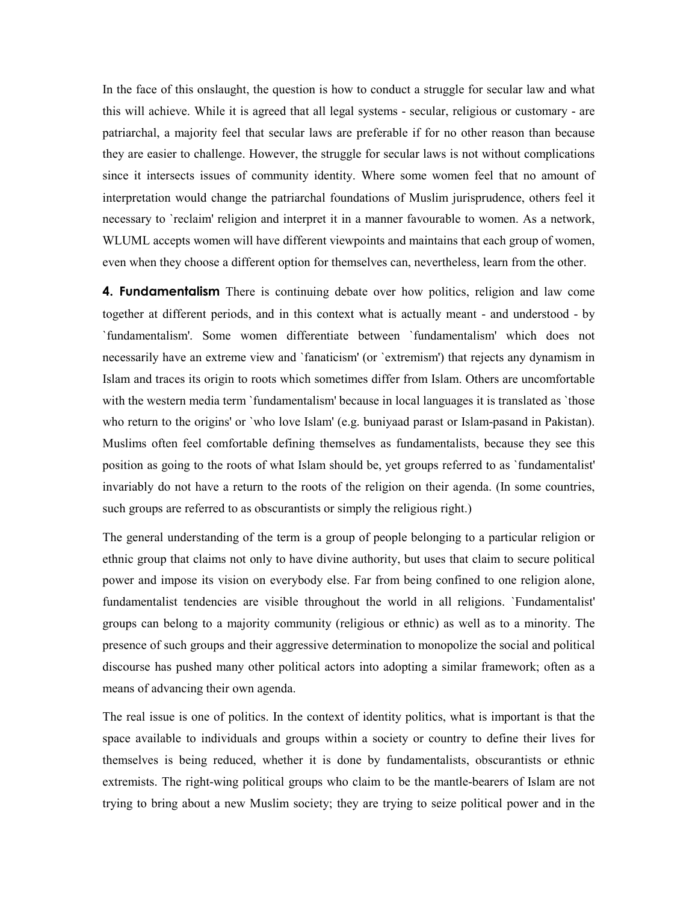In the face of this onslaught, the question is how to conduct a struggle for secular law and what this will achieve. While it is agreed that all legal systems - secular, religious or customary - are patriarchal, a majority feel that secular laws are preferable if for no other reason than because they are easier to challenge. However, the struggle for secular laws is not without complications since it intersects issues of community identity. Where some women feel that no amount of interpretation would change the patriarchal foundations of Muslim jurisprudence, others feel it necessary to `reclaim' religion and interpret it in a manner favourable to women. As a network, WLUML accepts women will have different viewpoints and maintains that each group of women, even when they choose a different option for themselves can, nevertheless, learn from the other.

**4. Fundamentalism** There is continuing debate over how politics, religion and law come together at different periods, and in this context what is actually meant - and understood - by `fundamentalism'. Some women differentiate between `fundamentalism' which does not necessarily have an extreme view and `fanaticism' (or `extremism') that rejects any dynamism in Islam and traces its origin to roots which sometimes differ from Islam. Others are uncomfortable with the western media term `fundamentalism' because in local languages it is translated as `those who return to the origins' or `who love Islam' (e.g. buniyaad parast or Islam-pasand in Pakistan). Muslims often feel comfortable defining themselves as fundamentalists, because they see this position as going to the roots of what Islam should be, yet groups referred to as `fundamentalist' invariably do not have a return to the roots of the religion on their agenda. (In some countries, such groups are referred to as obscurantists or simply the religious right.)

The general understanding of the term is a group of people belonging to a particular religion or ethnic group that claims not only to have divine authority, but uses that claim to secure political power and impose its vision on everybody else. Far from being confined to one religion alone, fundamentalist tendencies are visible throughout the world in all religions. `Fundamentalist' groups can belong to a majority community (religious or ethnic) as well as to a minority. The presence of such groups and their aggressive determination to monopolize the social and political discourse has pushed many other political actors into adopting a similar framework; often as a means of advancing their own agenda.

The real issue is one of politics. In the context of identity politics, what is important is that the space available to individuals and groups within a society or country to define their lives for themselves is being reduced, whether it is done by fundamentalists, obscurantists or ethnic extremists. The right-wing political groups who claim to be the mantle-bearers of Islam are not trying to bring about a new Muslim society; they are trying to seize political power and in the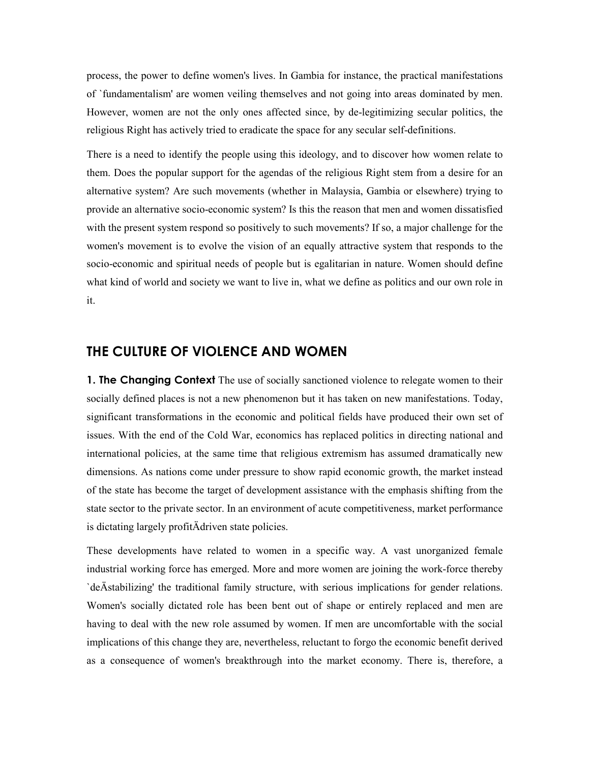process, the power to define women's lives. In Gambia for instance, the practical manifestations of `fundamentalism' are women veiling themselves and not going into areas dominated by men. However, women are not the only ones affected since, by de-legitimizing secular politics, the religious Right has actively tried to eradicate the space for any secular self-definitions.

There is a need to identify the people using this ideology, and to discover how women relate to them. Does the popular support for the agendas of the religious Right stem from a desire for an alternative system? Are such movements (whether in Malaysia, Gambia or elsewhere) trying to provide an alternative socio-economic system? Is this the reason that men and women dissatisfied with the present system respond so positively to such movements? If so, a major challenge for the women's movement is to evolve the vision of an equally attractive system that responds to the socio-economic and spiritual needs of people but is egalitarian in nature. Women should define what kind of world and society we want to live in, what we define as politics and our own role in it.

## THE CULTURE OF VIOLENCE AND WOMEN

**1. The Changing Context** The use of socially sanctioned violence to relegate women to their socially defined places is not a new phenomenon but it has taken on new manifestations. Today, significant transformations in the economic and political fields have produced their own set of issues. With the end of the Cold War, economics has replaced politics in directing national and international policies, at the same time that religious extremism has assumed dramatically new dimensions. As nations come under pressure to show rapid economic growth, the market instead of the state has become the target of development assistance with the emphasis shifting from the state sector to the private sector. In an environment of acute competitiveness, market performance is dictating largely profitÄdriven state policies.

These developments have related to women in a specific way. A vast unorganized female industrial working force has emerged. More and more women are joining the work-force thereby `deÄstabilizing' the traditional family structure, with serious implications for gender relations. Women's socially dictated role has been bent out of shape or entirely replaced and men are having to deal with the new role assumed by women. If men are uncomfortable with the social implications of this change they are, nevertheless, reluctant to forgo the economic benefit derived as a consequence of women's breakthrough into the market economy. There is, therefore, a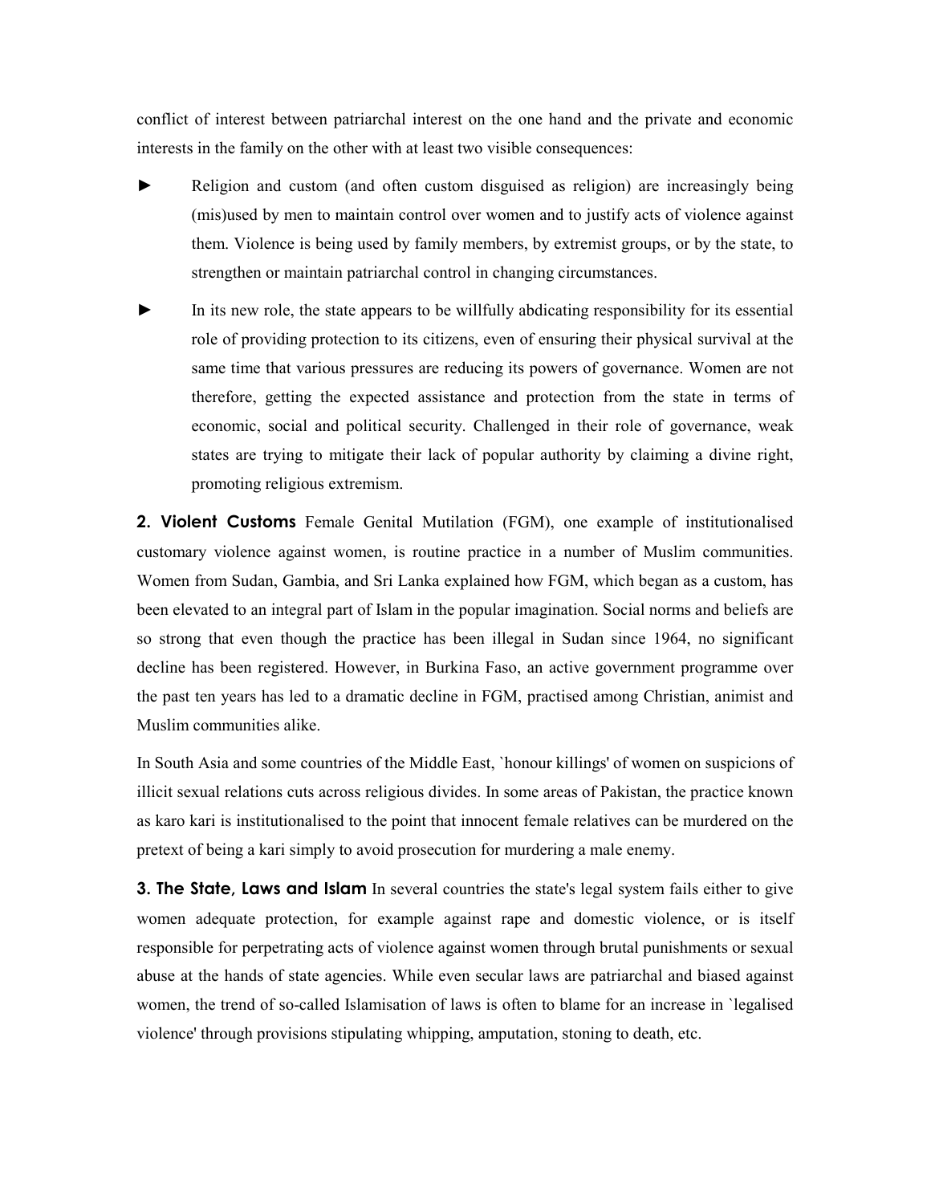conflict of interest between patriarchal interest on the one hand and the private and economic interests in the family on the other with at least two visible consequences:

- Religion and custom (and often custom disguised as religion) are increasingly being (mis)used by men to maintain control over women and to justify acts of violence against them. Violence is being used by family members, by extremist groups, or by the state, to strengthen or maintain patriarchal control in changing circumstances.

- In its new role, the state appears to be willfully abdicating responsibility for its essential role of providing protection to its citizens, even of ensuring their physical survival at the same time that various pressures are reducing its powers of governance. Women are not therefore, getting the expected assistance and protection from the state in terms of economic, social and political security. Challenged in their role of governance, weak states are trying to mitigate their lack of popular authority by claiming a divine right, promoting religious extremism.

**2. Violent Customs** Female Genital Mutilation (FGM), one example of institutionalised customary violence against women, is routine practice in a number of Muslim communities. Women from Sudan, Gambia, and Sri Lanka explained how FGM, which began as a custom, has been elevated to an integral part of Islam in the popular imagination. Social norms and beliefs are so strong that even though the practice has been illegal in Sudan since 1964, no significant decline has been registered. However, in Burkina Faso, an active government programme over the past ten years has led to a dramatic decline in FGM, practised among Christian, animist and Muslim communities alike.

In South Asia and some countries of the Middle East, `honour killings' of women on suspicions of illicit sexual relations cuts across religious divides. In some areas of Pakistan, the practice known as karo kari is institutionalised to the point that innocent female relatives can be murdered on the pretext of being a kari simply to avoid prosecution for murdering a male enemy.

**3. The State, Laws and Islam** In several countries the state's legal system fails either to give women adequate protection, for example against rape and domestic violence, or is itself responsible for perpetrating acts of violence against women through brutal punishments or sexual abuse at the hands of state agencies. While even secular laws are patriarchal and biased against women, the trend of so-called Islamisation of laws is often to blame for an increase in `legalised violence' through provisions stipulating whipping, amputation, stoning to death, etc.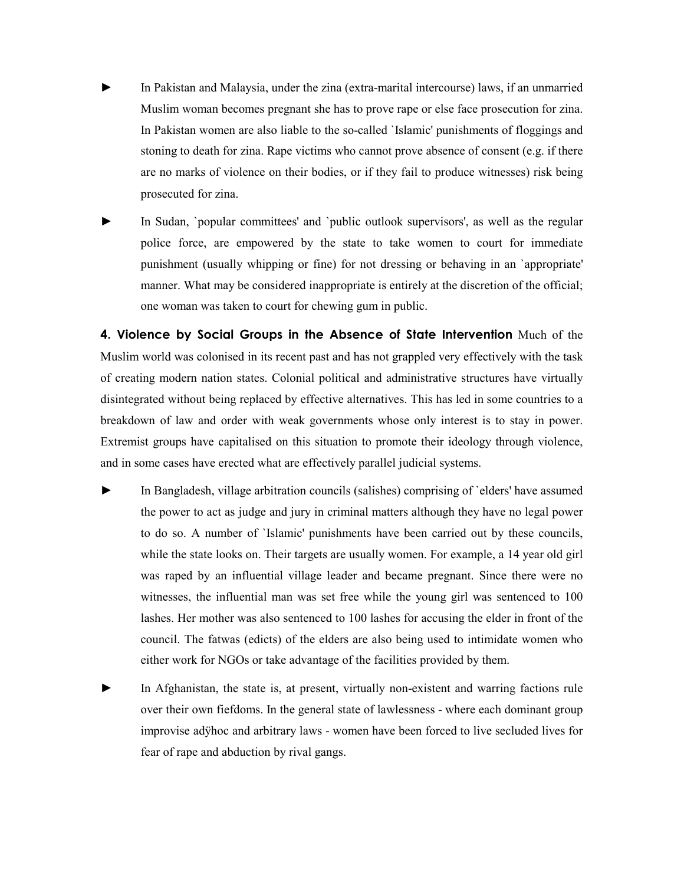- In Pakistan and Malaysia, under the zina (extra-marital intercourse) laws, if an unmarried Muslim woman becomes pregnant she has to prove rape or else face prosecution for zina. In Pakistan women are also liable to the so-called `Islamic' punishments of floggings and stoning to death for zina. Rape victims who cannot prove absence of consent (e.g. if there are no marks of violence on their bodies, or if they fail to produce witnesses) risk being prosecuted for zina.

- In Sudan, `popular committees' and `public outlook supervisors', as well as the regular police force, are empowered by the state to take women to court for immediate punishment (usually whipping or fine) for not dressing or behaving in an `appropriate' manner. What may be considered inappropriate is entirely at the discretion of the official; one woman was taken to court for chewing gum in public.

**4. Violence by Social Groups in the Absence of State Intervention** Much of the Muslim world was colonised in its recent past and has not grappled very effectively with the task of creating modern nation states. Colonial political and administrative structures have virtually disintegrated without being replaced by effective alternatives. This has led in some countries to a breakdown of law and order with weak governments whose only interest is to stay in power. Extremist groups have capitalised on this situation to promote their ideology through violence, and in some cases have erected what are effectively parallel judicial systems.

- In Bangladesh, village arbitration councils (salishes) comprising of `elders' have assumed the power to act as judge and jury in criminal matters although they have no legal power to do so. A number of `Islamic' punishments have been carried out by these councils, while the state looks on. Their targets are usually women. For example, a 14 year old girl was raped by an influential village leader and became pregnant. Since there were no witnesses, the influential man was set free while the young girl was sentenced to 100 lashes. Her mother was also sentenced to 100 lashes for accusing the elder in front of the council. The fatwas (edicts) of the elders are also being used to intimidate women who either work for NGOs or take advantage of the facilities provided by them.

- In Afghanistan, the state is, at present, virtually non-existent and warring factions rule over their own fiefdoms. In the general state of lawlessness - where each dominant group improvise adÿhoc and arbitrary laws - women have been forced to live secluded lives for fear of rape and abduction by rival gangs.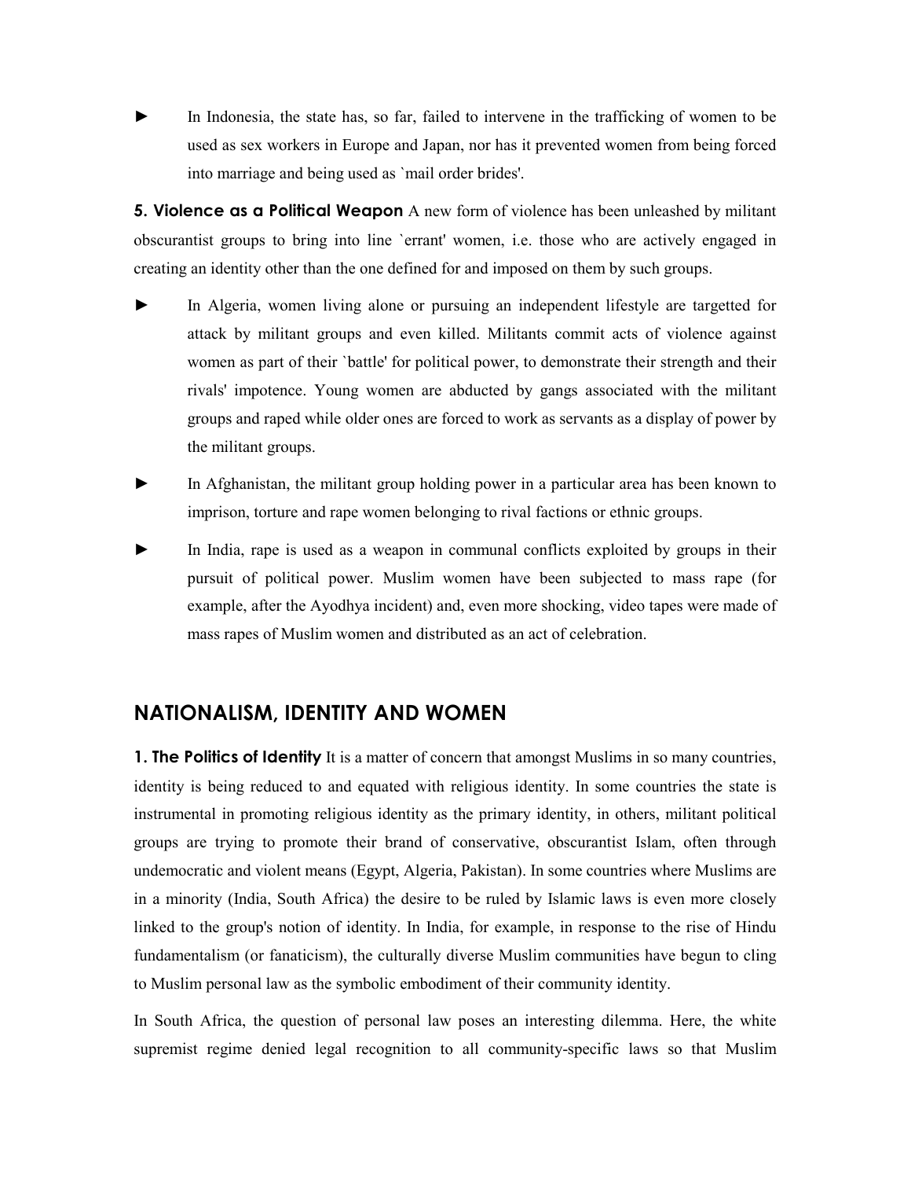- In Indonesia, the state has, so far, failed to intervene in the trafficking of women to be used as sex workers in Europe and Japan, nor has it prevented women from being forced into marriage and being used as `mail order brides'.

**5. Violence as a Political Weapon** A new form of violence has been unleashed by militant obscurantist groups to bring into line `errant' women, i.e. those who are actively engaged in creating an identity other than the one defined for and imposed on them by such groups.

- In Algeria, women living alone or pursuing an independent lifestyle are targetted for attack by militant groups and even killed. Militants commit acts of violence against women as part of their `battle' for political power, to demonstrate their strength and their rivals' impotence. Young women are abducted by gangs associated with the militant groups and raped while older ones are forced to work as servants as a display of power by the militant groups.
- In Afghanistan, the militant group holding power in a particular area has been known to imprison, torture and rape women belonging to rival factions or ethnic groups.
- In India, rape is used as a weapon in communal conflicts exploited by groups in their pursuit of political power. Muslim women have been subjected to mass rape (for example, after the Ayodhya incident) and, even more shocking, video tapes were made of mass rapes of Muslim women and distributed as an act of celebration.

## NATIONALISM, IDENTITY AND WOMEN

**1. The Politics of Identity** It is a matter of concern that amongst Muslims in so many countries, identity is being reduced to and equated with religious identity. In some countries the state is instrumental in promoting religious identity as the primary identity, in others, militant political groups are trying to promote their brand of conservative, obscurantist Islam, often through undemocratic and violent means (Egypt, Algeria, Pakistan). In some countries where Muslims are in a minority (India, South Africa) the desire to be ruled by Islamic laws is even more closely linked to the group's notion of identity. In India, for example, in response to the rise of Hindu fundamentalism (or fanaticism), the culturally diverse Muslim communities have begun to cling to Muslim personal law as the symbolic embodiment of their community identity.

In South Africa, the question of personal law poses an interesting dilemma. Here, the white supremist regime denied legal recognition to all community-specific laws so that Muslim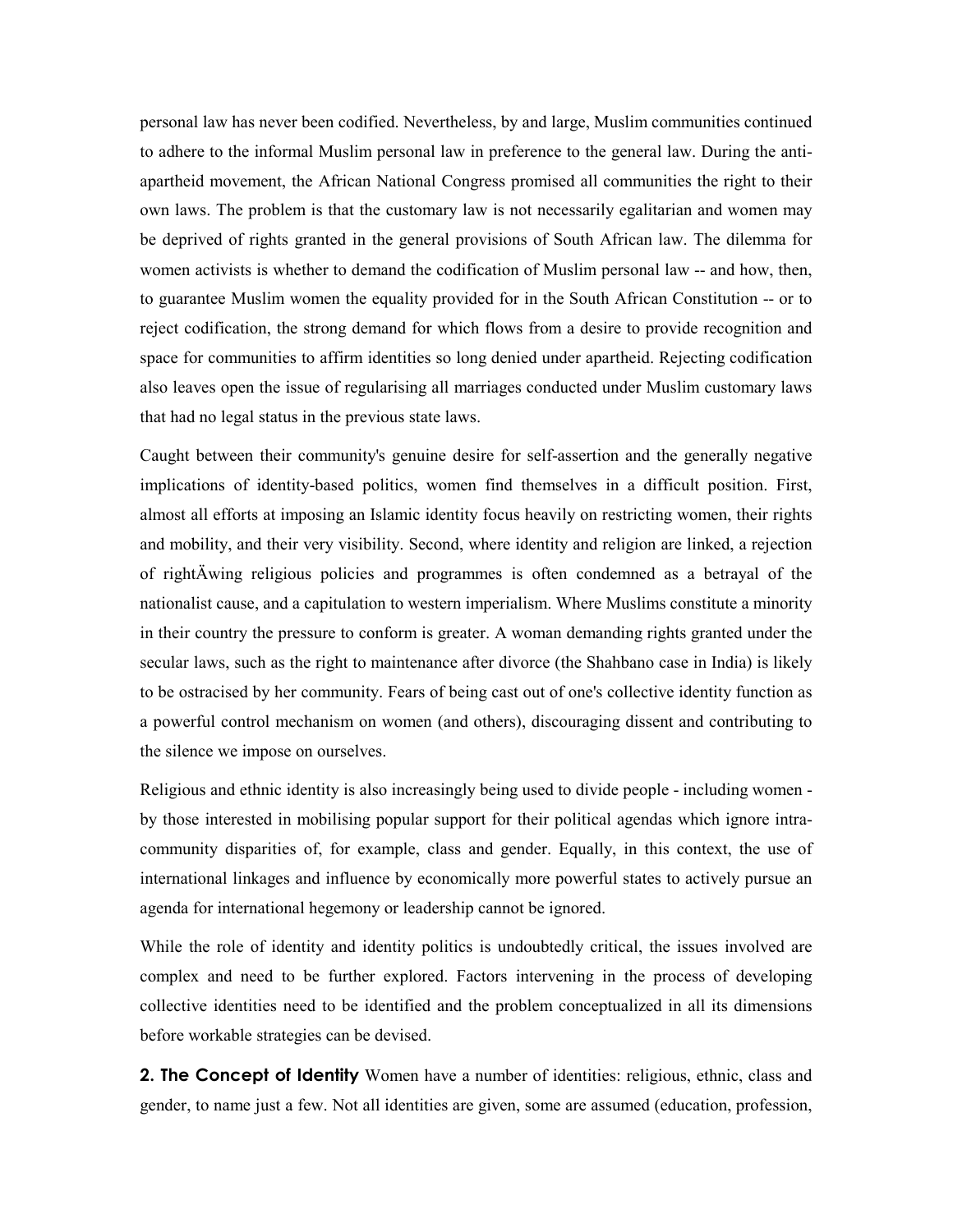personal law has never been codified. Nevertheless, by and large, Muslim communities continued to adhere to the informal Muslim personal law in preference to the general law. During the anti-apartheid movement, the African National Congress promised all communities the right to their own laws. The problem is that the customary law is not necessarily egalitarian and women may be deprived of rights granted in the general provisions of South African law. The dilemma for women activists is whether to demand the codification of Muslim personal law -- and how, then, to guarantee Muslim women the equality provided for in the South African Constitution -- or to reject codification, the strong demand for which flows from a desire to provide recognition and space for communities to affirm identities so long denied under apartheid. Rejecting codification also leaves open the issue of regularising all marriages conducted under Muslim customary laws that had no legal status in the previous state laws.

Caught between their community's genuine desire for self-assertion and the generally negative implications of identity-based politics, women find themselves in a difficult position. First, almost all efforts at imposing an Islamic identity focus heavily on restricting women, their rights and mobility, and their very visibility. Second, where identity and religion are linked, a rejection of rightÄwing religious policies and programmes is often condemned as a betrayal of the nationalist cause, and a capitulation to western imperialism. Where Muslims constitute a minority in their country the pressure to conform is greater. A woman demanding rights granted under the secular laws, such as the right to maintenance after divorce (the Shahbano case in India) is likely to be ostracised by her community. Fears of being cast out of one's collective identity function as a powerful control mechanism on women (and others), discouraging dissent and contributing to the silence we impose on ourselves.

Religious and ethnic identity is also increasingly being used to divide people - including women - by those interested in mobilising popular support for their political agendas which ignore intra-community disparities of, for example, class and gender. Equally, in this context, the use of international linkages and influence by economically more powerful states to actively pursue an agenda for international hegemony or leadership cannot be ignored.

While the role of identity and identity politics is undoubtedly critical, the issues involved are complex and need to be further explored. Factors intervening in the process of developing collective identities need to be identified and the problem conceptualized in all its dimensions before workable strategies can be devised.

**2. The Concept of Identity** Women have a number of identities: religious, ethnic, class and gender, to name just a few. Not all identities are given, some are assumed (education, profession,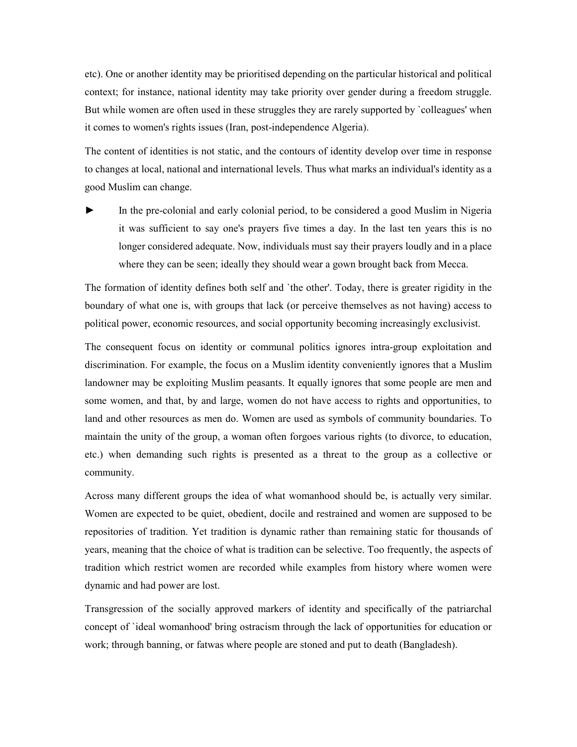etc). One or another identity may be prioritised depending on the particular historical and political context; for instance, national identity may take priority over gender during a freedom struggle. But while women are often used in these struggles they are rarely supported by `colleagues' when it comes to women's rights issues (Iran, post-independence Algeria).

The content of identities is not static, and the contours of identity develop over time in response to changes at local, national and international levels. Thus what marks an individual's identity as a good Muslim can change.

► In the pre-colonial and early colonial period, to be considered a good Muslim in Nigeria it was sufficient to say one's prayers five times a day. In the last ten years this is no longer considered adequate. Now, individuals must say their prayers loudly and in a place where they can be seen; ideally they should wear a gown brought back from Mecca.

The formation of identity defines both self and `the other'. Today, there is greater rigidity in the boundary of what one is, with groups that lack (or perceive themselves as not having) access to political power, economic resources, and social opportunity becoming increasingly exclusivist.

The consequent focus on identity or communal politics ignores intra-group exploitation and discrimination. For example, the focus on a Muslim identity conveniently ignores that a Muslim landowner may be exploiting Muslim peasants. It equally ignores that some people are men and some women, and that, by and large, women do not have access to rights and opportunities, to land and other resources as men do. Women are used as symbols of community boundaries. To maintain the unity of the group, a woman often forgoes various rights (to divorce, to education, etc.) when demanding such rights is presented as a threat to the group as a collective or community.

Across many different groups the idea of what womanhood should be, is actually very similar. Women are expected to be quiet, obedient, docile and restrained and women are supposed to be repositories of tradition. Yet tradition is dynamic rather than remaining static for thousands of years, meaning that the choice of what is tradition can be selective. Too frequently, the aspects of tradition which restrict women are recorded while examples from history where women were dynamic and had power are lost.

Transgression of the socially approved markers of identity and specifically of the patriarchal concept of `ideal womanhood' bring ostracism through the lack of opportunities for education or work; through banning, or fatwas where people are stoned and put to death (Bangladesh).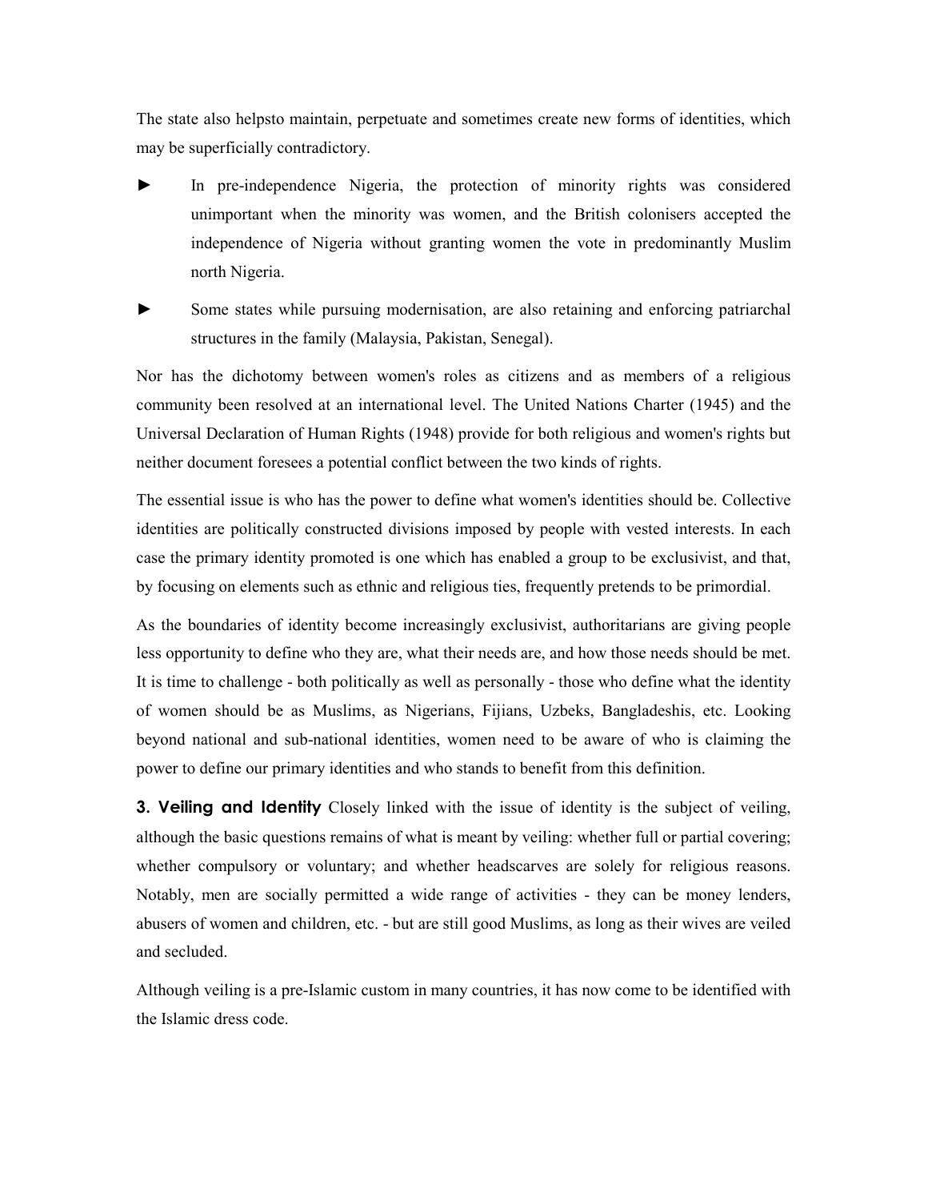The state also helpsto maintain, perpetuate and sometimes create new forms of identities, which may be superficially contradictory.

- In pre-independence Nigeria, the protection of minority rights was considered unimportant when the minority was women, and the British colonisers accepted the independence of Nigeria without granting women the vote in predominantly Muslim north Nigeria.
- Some states while pursuing modernisation, are also retaining and enforcing patriarchal structures in the family (Malaysia, Pakistan, Senegal).

Nor has the dichotomy between women's roles as citizens and as members of a religious community been resolved at an international level. The United Nations Charter (1945) and the Universal Declaration of Human Rights (1948) provide for both religious and women's rights but neither document foresees a potential conflict between the two kinds of rights.

The essential issue is who has the power to define what women's identities should be. Collective identities are politically constructed divisions imposed by people with vested interests. In each case the primary identity promoted is one which has enabled a group to be exclusivist, and that, by focusing on elements such as ethnic and religious ties, frequently pretends to be primordial.

As the boundaries of identity become increasingly exclusivist, authoritarians are giving people less opportunity to define who they are, what their needs are, and how those needs should be met. It is time to challenge - both politically as well as personally - those who define what the identity of women should be as Muslims, as Nigerians, Fijians, Uzbeks, Bangladeshis, etc. Looking beyond national and sub-national identities, women need to be aware of who is claiming the power to define our primary identities and who stands to benefit from this definition.

**3. Veiling and Identity** Closely linked with the issue of identity is the subject of veiling, although the basic questions remains of what is meant by veiling: whether full or partial covering; whether compulsory or voluntary; and whether headscarves are solely for religious reasons. Notably, men are socially permitted a wide range of activities - they can be money lenders, abusers of women and children, etc. - but are still good Muslims, as long as their wives are veiled and secluded.

Although veiling is a pre-Islamic custom in many countries, it has now come to be identified with the Islamic dress code.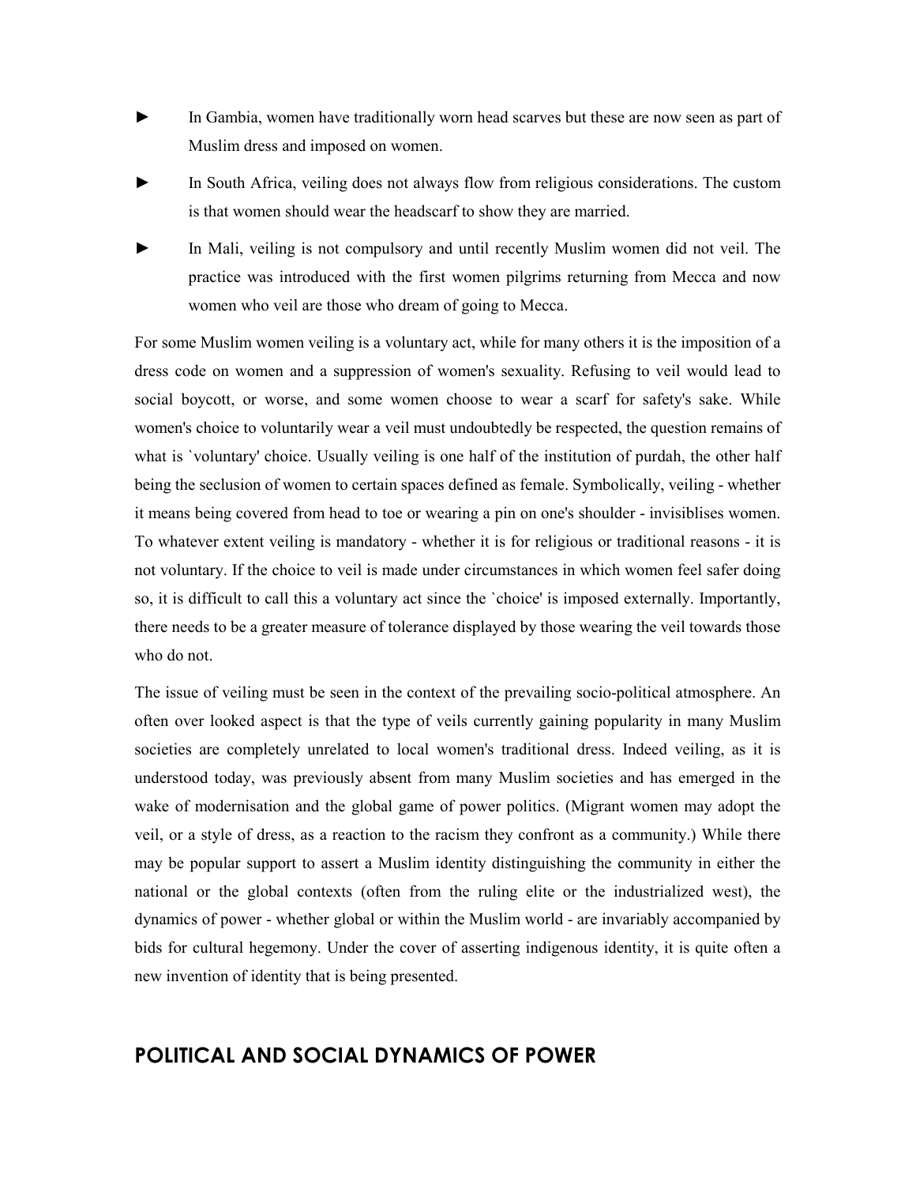- ► In Gambia, women have traditionally worn head scarves but these are now seen as part of Muslim dress and imposed on women.
- ► In South Africa, veiling does not always flow from religious considerations. The custom is that women should wear the headscarf to show they are married.
- ► In Mali, veiling is not compulsory and until recently Muslim women did not veil. The practice was introduced with the first women pilgrims returning from Mecca and now women who veil are those who dream of going to Mecca.

For some Muslim women veiling is a voluntary act, while for many others it is the imposition of a dress code on women and a suppression of women's sexuality. Refusing to veil would lead to social boycott, or worse, and some women choose to wear a scarf for safety's sake. While women's choice to voluntarily wear a veil must undoubtedly be respected, the question remains of what is `voluntary' choice. Usually veiling is one half of the institution of purdah, the other half being the seclusion of women to certain spaces defined as female. Symbolically, veiling - whether it means being covered from head to toe or wearing a pin on one's shoulder - invisiblises women. To whatever extent veiling is mandatory - whether it is for religious or traditional reasons - it is not voluntary. If the choice to veil is made under circumstances in which women feel safer doing so, it is difficult to call this a voluntary act since the `choice' is imposed externally. Importantly, there needs to be a greater measure of tolerance displayed by those wearing the veil towards those who do not.

The issue of veiling must be seen in the context of the prevailing socio-political atmosphere. An often over looked aspect is that the type of veils currently gaining popularity in many Muslim societies are completely unrelated to local women's traditional dress. Indeed veiling, as it is understood today, was previously absent from many Muslim societies and has emerged in the wake of modernisation and the global game of power politics. (Migrant women may adopt the veil, or a style of dress, as a reaction to the racism they confront as a community.) While there may be popular support to assert a Muslim identity distinguishing the community in either the national or the global contexts (often from the ruling elite or the industrialized west), the dynamics of power - whether global or within the Muslim world - are invariably accompanied by bids for cultural hegemony. Under the cover of asserting indigenous identity, it is quite often a new invention of identity that is being presented.

## POLITICAL AND SOCIAL DYNAMICS OF POWER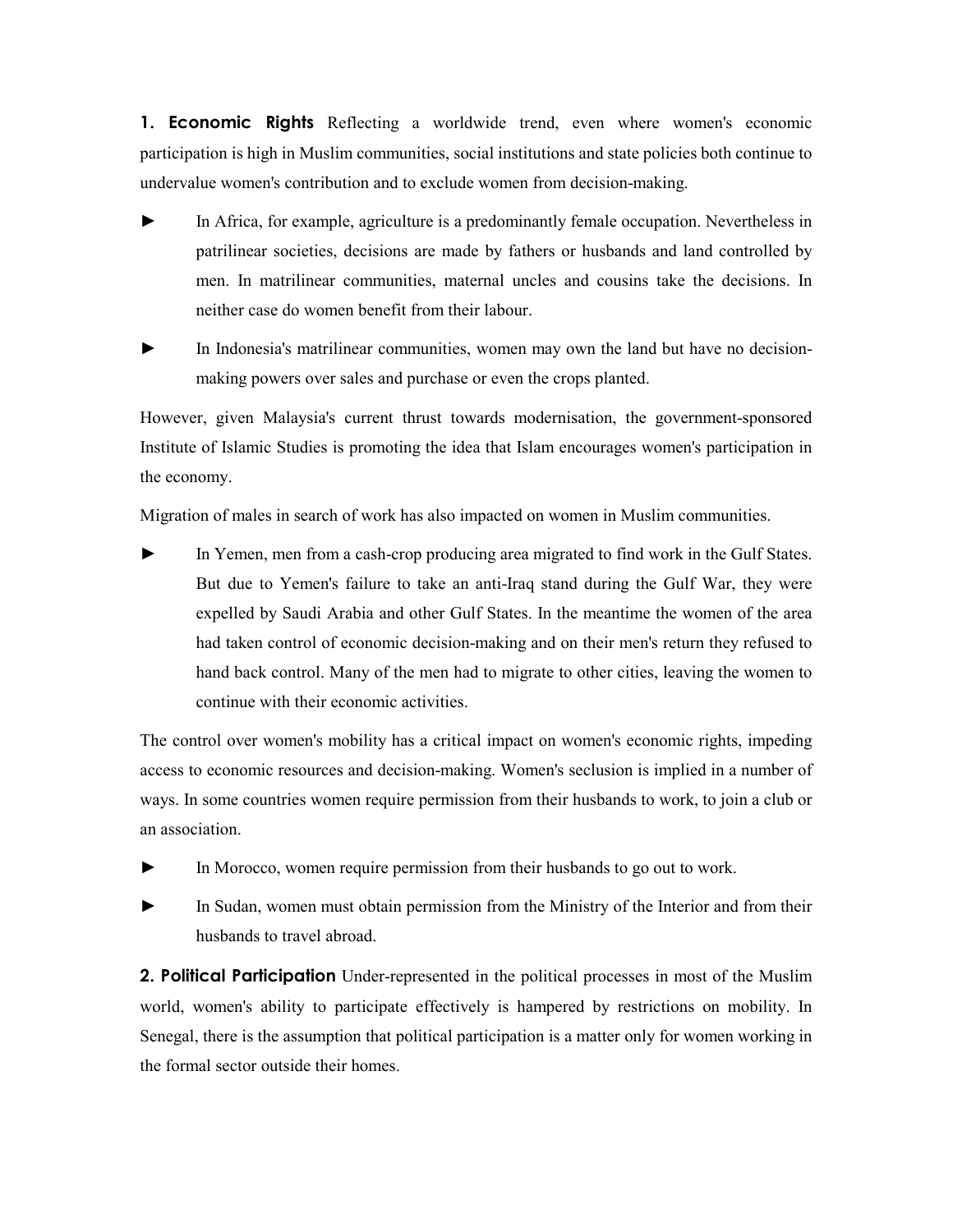**1. Economic Rights** Reflecting a worldwide trend, even where women's economic participation is high in Muslim communities, social institutions and state policies both continue to undervalue women's contribution and to exclude women from decision-making.

► In Africa, for example, agriculture is a predominantly female occupation. Nevertheless in patrilinear societies, decisions are made by fathers or husbands and land controlled by men. In matrilinear communities, maternal uncles and cousins take the decisions. In neither case do women benefit from their labour.

► In Indonesia's matrilinear communities, women may own the land but have no decision-making powers over sales and purchase or even the crops planted.

However, given Malaysia's current thrust towards modernisation, the government-sponsored Institute of Islamic Studies is promoting the idea that Islam encourages women's participation in the economy.

Migration of males in search of work has also impacted on women in Muslim communities.

► In Yemen, men from a cash-crop producing area migrated to find work in the Gulf States. But due to Yemen's failure to take an anti-Iraq stand during the Gulf War, they were expelled by Saudi Arabia and other Gulf States. In the meantime the women of the area had taken control of economic decision-making and on their men's return they refused to hand back control. Many of the men had to migrate to other cities, leaving the women to continue with their economic activities.

The control over women's mobility has a critical impact on women's economic rights, impeding access to economic resources and decision-making. Women's seclusion is implied in a number of ways. In some countries women require permission from their husbands to work, to join a club or an association.

► In Morocco, women require permission from their husbands to go out to work.

► In Sudan, women must obtain permission from the Ministry of the Interior and from their husbands to travel abroad.

**2. Political Participation** Under-represented in the political processes in most of the Muslim world, women's ability to participate effectively is hampered by restrictions on mobility. In Senegal, there is the assumption that political participation is a matter only for women working in the formal sector outside their homes.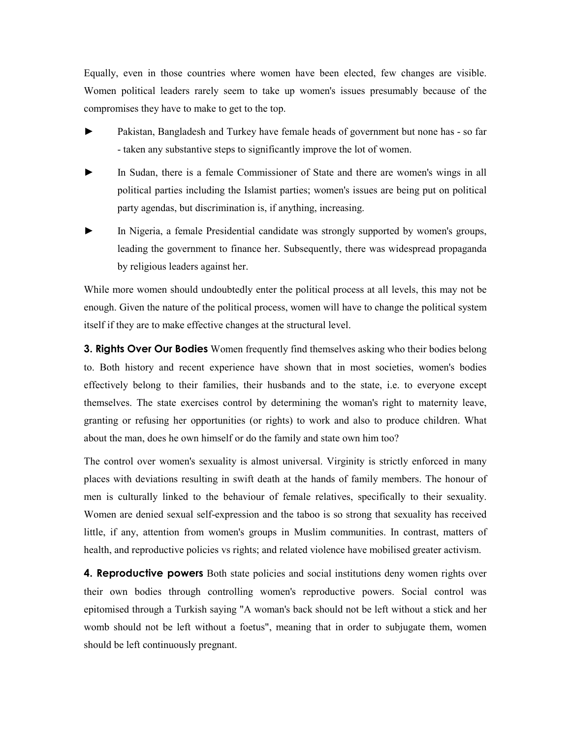Equally, even in those countries where women have been elected, few changes are visible. Women political leaders rarely seem to take up women's issues presumably because of the compromises they have to make to get to the top.

- Pakistan, Bangladesh and Turkey have female heads of government but none has - so far - taken any substantive steps to significantly improve the lot of women.
- In Sudan, there is a female Commissioner of State and there are women's wings in all political parties including the Islamist parties; women's issues are being put on political party agendas, but discrimination is, if anything, increasing.
- In Nigeria, a female Presidential candidate was strongly supported by women's groups, leading the government to finance her. Subsequently, there was widespread propaganda by religious leaders against her.

While more women should undoubtedly enter the political process at all levels, this may not be enough. Given the nature of the political process, women will have to change the political system itself if they are to make effective changes at the structural level.

**3. Rights Over Our Bodies** Women frequently find themselves asking who their bodies belong to. Both history and recent experience have shown that in most societies, women's bodies effectively belong to their families, their husbands and to the state, i.e. to everyone except themselves. The state exercises control by determining the woman's right to maternity leave, granting or refusing her opportunities (or rights) to work and also to produce children. What about the man, does he own himself or do the family and state own him too?

The control over women's sexuality is almost universal. Virginity is strictly enforced in many places with deviations resulting in swift death at the hands of family members. The honour of men is culturally linked to the behaviour of female relatives, specifically to their sexuality. Women are denied sexual self-expression and the taboo is so strong that sexuality has received little, if any, attention from women's groups in Muslim communities. In contrast, matters of health, and reproductive policies vs rights; and related violence have mobilised greater activism.

**4. Reproductive powers** Both state policies and social institutions deny women rights over their own bodies through controlling women's reproductive powers. Social control was epitomised through a Turkish saying "A woman's back should not be left without a stick and her womb should not be left without a foetus", meaning that in order to subjugate them, women should be left continuously pregnant.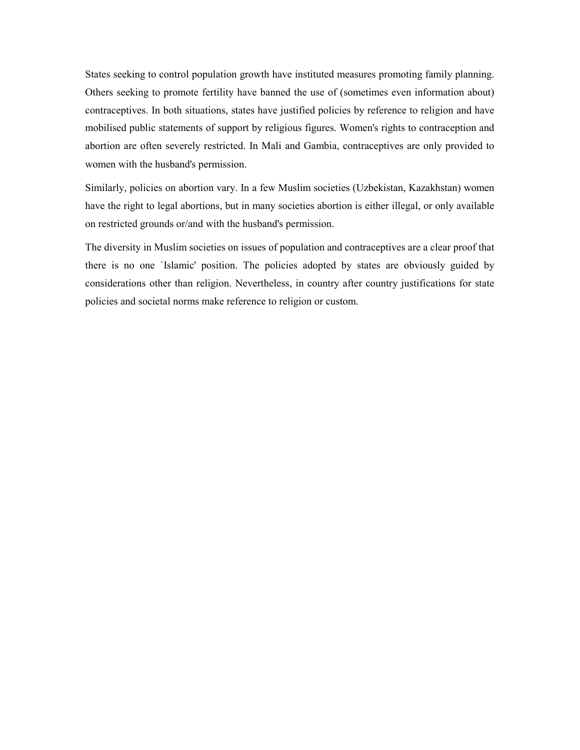States seeking to control population growth have instituted measures promoting family planning. Others seeking to promote fertility have banned the use of (sometimes even information about) contraceptives. In both situations, states have justified policies by reference to religion and have mobilised public statements of support by religious figures. Women's rights to contraception and abortion are often severely restricted. In Mali and Gambia, contraceptives are only provided to women with the husband's permission.

Similarly, policies on abortion vary. In a few Muslim societies (Uzbekistan, Kazakhstan) women have the right to legal abortions, but in many societies abortion is either illegal, or only available on restricted grounds or/and with the husband's permission.

The diversity in Muslim societies on issues of population and contraceptives are a clear proof that there is no one `Islamic' position. The policies adopted by states are obviously guided by considerations other than religion. Nevertheless, in country after country justifications for state policies and societal norms make reference to religion or custom.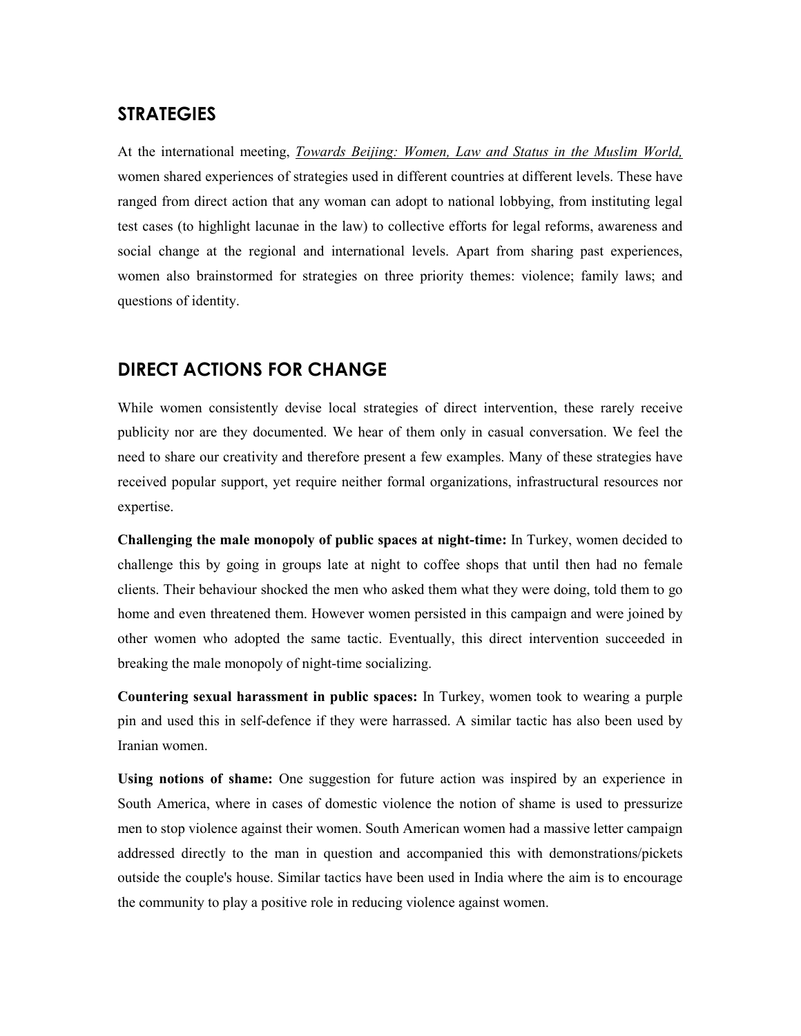## STRATEGIES

At the international meeting, *Towards Beijing: Women, Law and Status in the Muslim World,* women shared experiences of strategies used in different countries at different levels. These have ranged from direct action that any woman can adopt to national lobbying, from instituting legal test cases (to highlight lacunae in the law) to collective efforts for legal reforms, awareness and social change at the regional and international levels. Apart from sharing past experiences, women also brainstormed for strategies on three priority themes: violence; family laws; and questions of identity.

## DIRECT ACTIONS FOR CHANGE

While women consistently devise local strategies of direct intervention, these rarely receive publicity nor are they documented. We hear of them only in casual conversation. We feel the need to share our creativity and therefore present a few examples. Many of these strategies have received popular support, yet require neither formal organizations, infrastructural resources nor expertise.

**Challenging the male monopoly of public spaces at night-time:** In Turkey, women decided to challenge this by going in groups late at night to coffee shops that until then had no female clients. Their behaviour shocked the men who asked them what they were doing, told them to go home and even threatened them. However women persisted in this campaign and were joined by other women who adopted the same tactic. Eventually, this direct intervention succeeded in breaking the male monopoly of night-time socializing.

**Countering sexual harassment in public spaces:** In Turkey, women took to wearing a purple pin and used this in self-defence if they were harrassed. A similar tactic has also been used by Iranian women.

**Using notions of shame:** One suggestion for future action was inspired by an experience in South America, where in cases of domestic violence the notion of shame is used to pressurize men to stop violence against their women. South American women had a massive letter campaign addressed directly to the man in question and accompanied this with demonstrations/pickets outside the couple's house. Similar tactics have been used in India where the aim is to encourage the community to play a positive role in reducing violence against women.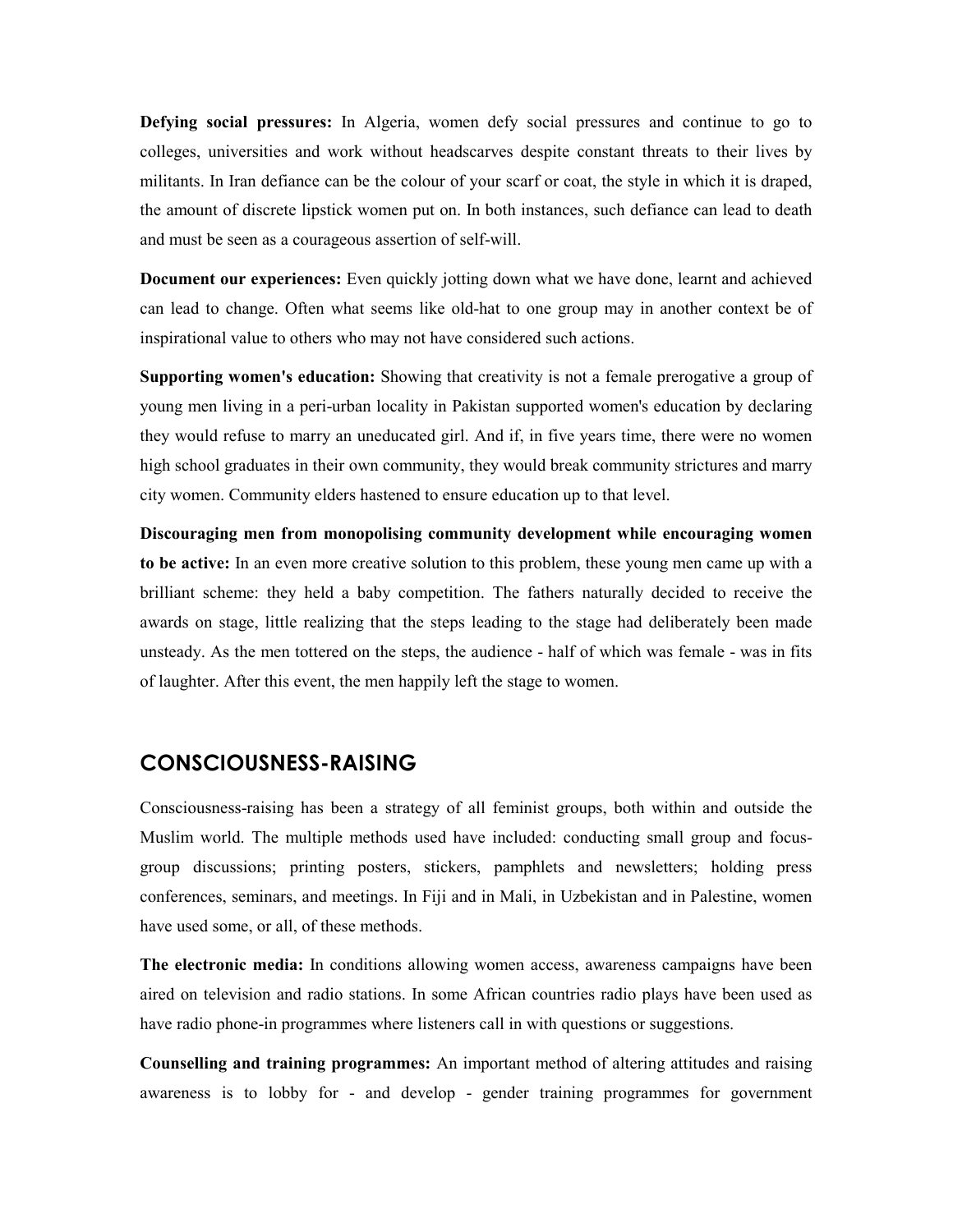**Defying social pressures:** In Algeria, women defy social pressures and continue to go to colleges, universities and work without headscarves despite constant threats to their lives by militants. In Iran defiance can be the colour of your scarf or coat, the style in which it is draped, the amount of discrete lipstick women put on. In both instances, such defiance can lead to death and must be seen as a courageous assertion of self-will.

**Document our experiences:** Even quickly jotting down what we have done, learnt and achieved can lead to change. Often what seems like old-hat to one group may in another context be of inspirational value to others who may not have considered such actions.

**Supporting women's education:** Showing that creativity is not a female prerogative a group of young men living in a peri-urban locality in Pakistan supported women's education by declaring they would refuse to marry an uneducated girl. And if, in five years time, there were no women high school graduates in their own community, they would break community strictures and marry city women. Community elders hastened to ensure education up to that level.

**Discouraging men from monopolising community development while encouraging women to be active:** In an even more creative solution to this problem, these young men came up with a brilliant scheme: they held a baby competition. The fathers naturally decided to receive the awards on stage, little realizing that the steps leading to the stage had deliberately been made unsteady. As the men tottered on the steps, the audience - half of which was female - was in fits of laughter. After this event, the men happily left the stage to women.

## CONSCIOUSNESS-RAISING

Consciousness-raising has been a strategy of all feminist groups, both within and outside the Muslim world. The multiple methods used have included: conducting small group and focus-group discussions; printing posters, stickers, pamphlets and newsletters; holding press conferences, seminars, and meetings. In Fiji and in Mali, in Uzbekistan and in Palestine, women have used some, or all, of these methods.

**The electronic media:** In conditions allowing women access, awareness campaigns have been aired on television and radio stations. In some African countries radio plays have been used as have radio phone-in programmes where listeners call in with questions or suggestions.

**Counselling and training programmes:** An important method of altering attitudes and raising awareness is to lobby for - and develop - gender training programmes for government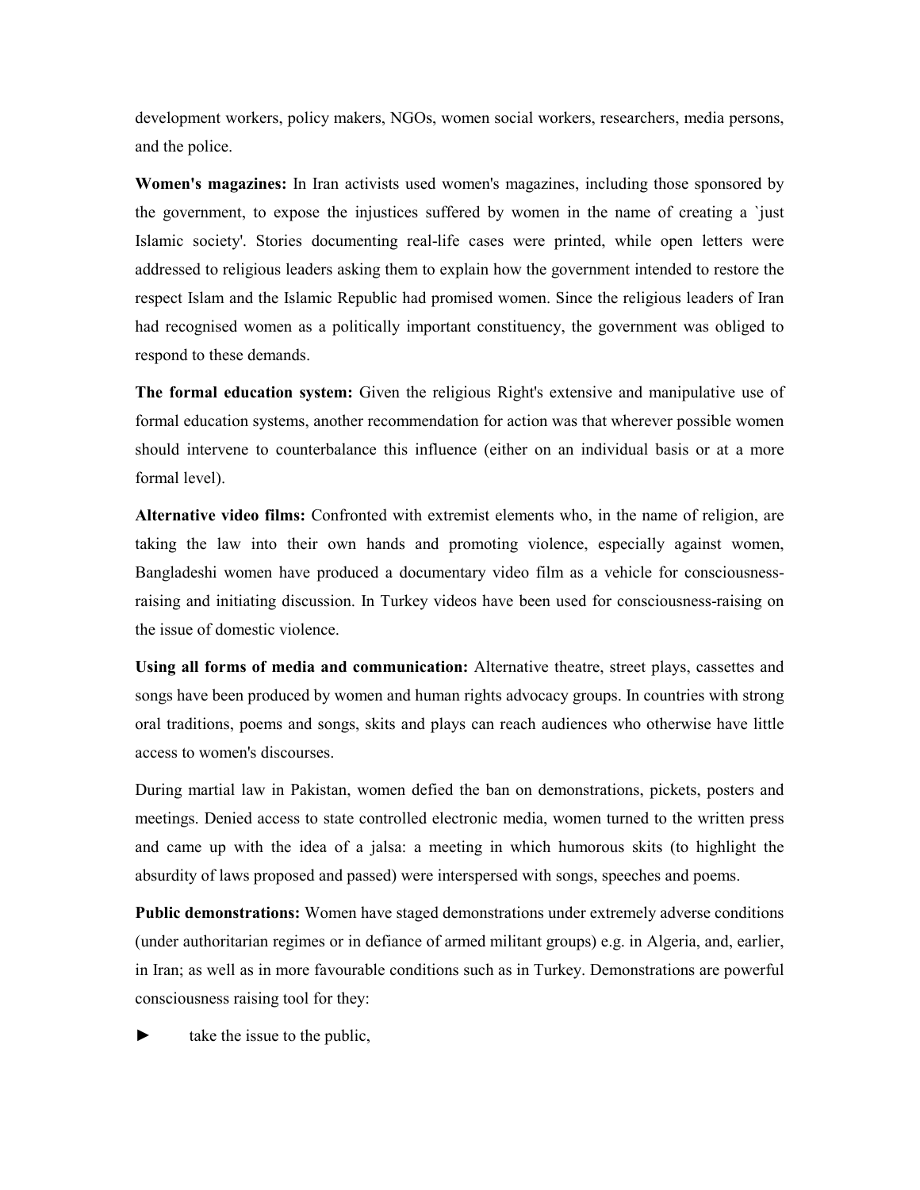development workers, policy makers, NGOs, women social workers, researchers, media persons, and the police.

**Women's magazines:** In Iran activists used women's magazines, including those sponsored by the government, to expose the injustices suffered by women in the name of creating a `just Islamic society'. Stories documenting real-life cases were printed, while open letters were addressed to religious leaders asking them to explain how the government intended to restore the respect Islam and the Islamic Republic had promised women. Since the religious leaders of Iran had recognised women as a politically important constituency, the government was obliged to respond to these demands.

**The formal education system:** Given the religious Right's extensive and manipulative use of formal education systems, another recommendation for action was that wherever possible women should intervene to counterbalance this influence (either on an individual basis or at a more formal level).

**Alternative video films:** Confronted with extremist elements who, in the name of religion, are taking the law into their own hands and promoting violence, especially against women, Bangladeshi women have produced a documentary video film as a vehicle for consciousness-raising and initiating discussion. In Turkey videos have been used for consciousness-raising on the issue of domestic violence.

**Using all forms of media and communication:** Alternative theatre, street plays, cassettes and songs have been produced by women and human rights advocacy groups. In countries with strong oral traditions, poems and songs, skits and plays can reach audiences who otherwise have little access to women's discourses.

During martial law in Pakistan, women defied the ban on demonstrations, pickets, posters and meetings. Denied access to state controlled electronic media, women turned to the written press and came up with the idea of a jalsa: a meeting in which humorous skits (to highlight the absurdity of laws proposed and passed) were interspersed with songs, speeches and poems.

**Public demonstrations:** Women have staged demonstrations under extremely adverse conditions (under authoritarian regimes or in defiance of armed militant groups) e.g. in Algeria, and, earlier, in Iran; as well as in more favourable conditions such as in Turkey. Demonstrations are powerful consciousness raising tool for they:

► take the issue to the public,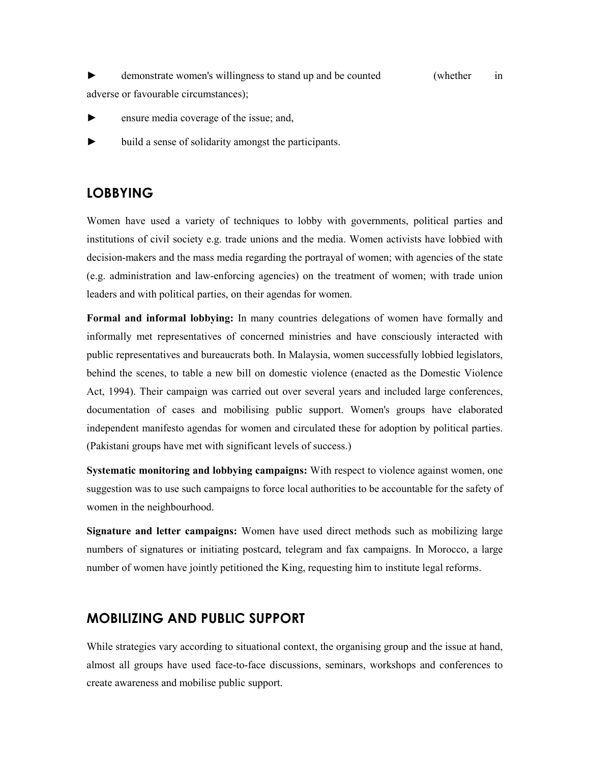- demonstrate women's willingness to stand up and be counted (whether in adverse or favourable circumstances);
- ensure media coverage of the issue; and,
- build a sense of solidarity amongst the participants.

## LOBBYING

Women have used a variety of techniques to lobby with governments, political parties and institutions of civil society e.g. trade unions and the media. Women activists have lobbied with decision-makers and the mass media regarding the portrayal of women; with agencies of the state (e.g. administration and law-enforcing agencies) on the treatment of women; with trade union leaders and with political parties, on their agendas for women.

**Formal and informal lobbying:** In many countries delegations of women have formally and informally met representatives of concerned ministries and have consciously interacted with public representatives and bureaucrats both. In Malaysia, women successfully lobbied legislators, behind the scenes, to table a new bill on domestic violence (enacted as the Domestic Violence Act, 1994). Their campaign was carried out over several years and included large conferences, documentation of cases and mobilising public support. Women's groups have elaborated independent manifesto agendas for women and circulated these for adoption by political parties. (Pakistani groups have met with significant levels of success.)

**Systematic monitoring and lobbying campaigns:** With respect to violence against women, one suggestion was to use such campaigns to force local authorities to be accountable for the safety of women in the neighbourhood.

**Signature and letter campaigns:** Women have used direct methods such as mobilizing large numbers of signatures or initiating postcard, telegram and fax campaigns. In Morocco, a large number of women have jointly petitioned the King, requesting him to institute legal reforms.

## MOBILIZING AND PUBLIC SUPPORT

While strategies vary according to situational context, the organising group and the issue at hand, almost all groups have used face-to-face discussions, seminars, workshops and conferences to create awareness and mobilise public support.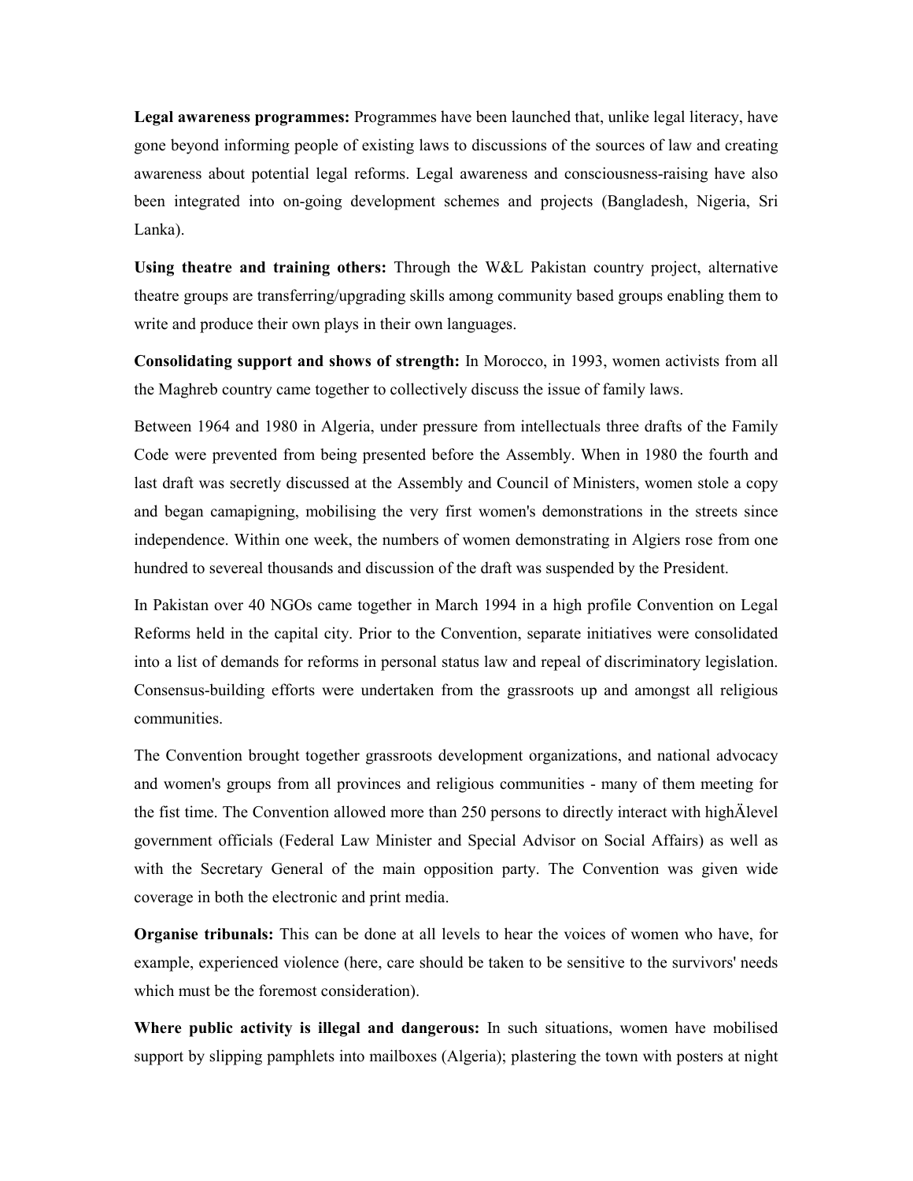**Legal awareness programmes:** Programmes have been launched that, unlike legal literacy, have gone beyond informing people of existing laws to discussions of the sources of law and creating awareness about potential legal reforms. Legal awareness and consciousness-raising have also been integrated into on-going development schemes and projects (Bangladesh, Nigeria, Sri Lanka).

**Using theatre and training others:** Through the W&L Pakistan country project, alternative theatre groups are transferring/upgrading skills among community based groups enabling them to write and produce their own plays in their own languages.

**Consolidating support and shows of strength:** In Morocco, in 1993, women activists from all the Maghreb country came together to collectively discuss the issue of family laws.

Between 1964 and 1980 in Algeria, under pressure from intellectuals three drafts of the Family Code were prevented from being presented before the Assembly. When in 1980 the fourth and last draft was secretly discussed at the Assembly and Council of Ministers, women stole a copy and began camapigning, mobilising the very first women's demonstrations in the streets since independence. Within one week, the numbers of women demonstrating in Algiers rose from one hundred to severeal thousands and discussion of the draft was suspended by the President.

In Pakistan over 40 NGOs came together in March 1994 in a high profile Convention on Legal Reforms held in the capital city. Prior to the Convention, separate initiatives were consolidated into a list of demands for reforms in personal status law and repeal of discriminatory legislation. Consensus-building efforts were undertaken from the grassroots up and amongst all religious communities.

The Convention brought together grassroots development organizations, and national advocacy and women's groups from all provinces and religious communities - many of them meeting for the fist time. The Convention allowed more than 250 persons to directly interact with highÄlevel government officials (Federal Law Minister and Special Advisor on Social Affairs) as well as with the Secretary General of the main opposition party. The Convention was given wide coverage in both the electronic and print media.

**Organise tribunals:** This can be done at all levels to hear the voices of women who have, for example, experienced violence (here, care should be taken to be sensitive to the survivors' needs which must be the foremost consideration).

**Where public activity is illegal and dangerous:** In such situations, women have mobilised support by slipping pamphlets into mailboxes (Algeria); plastering the town with posters at night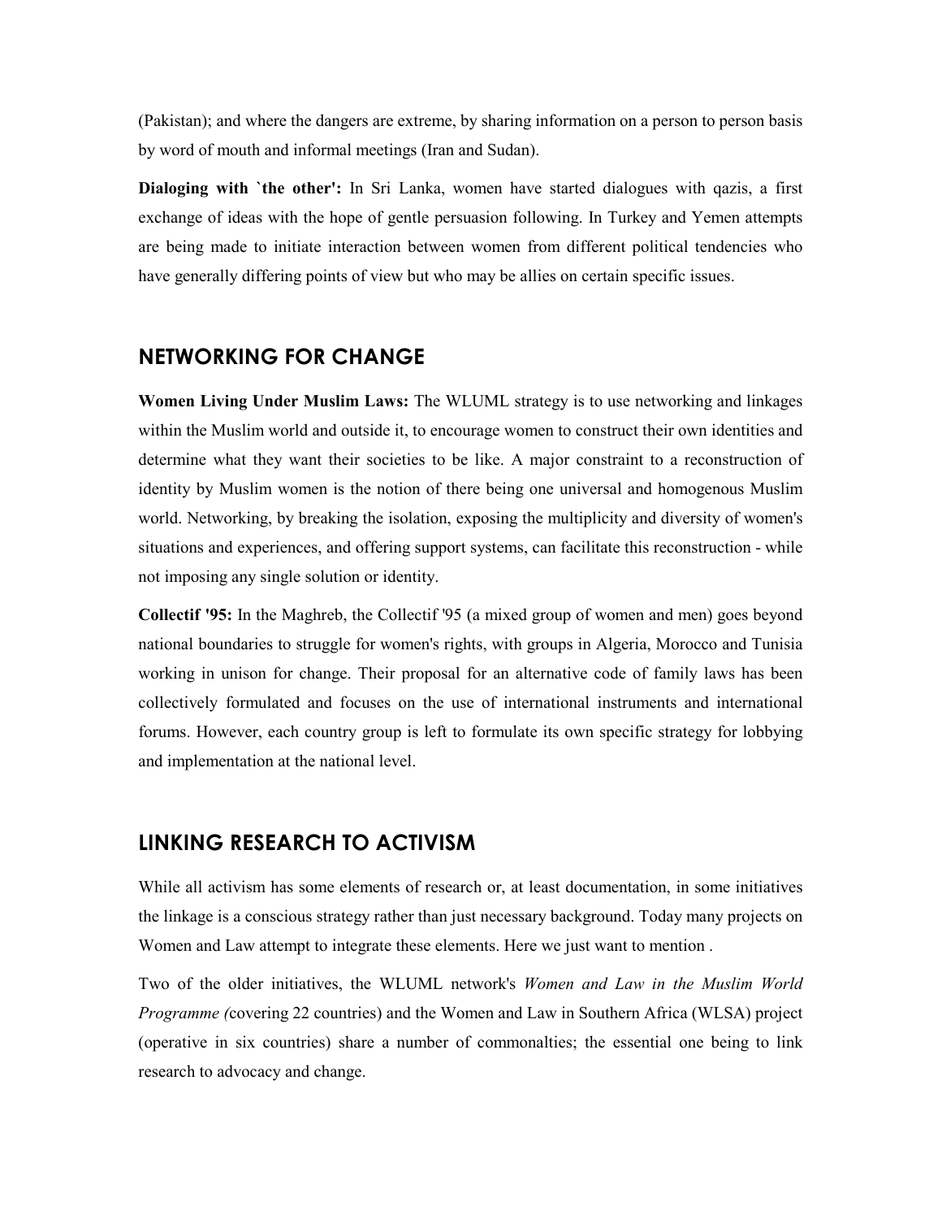(Pakistan); and where the dangers are extreme, by sharing information on a person to person basis by word of mouth and informal meetings (Iran and Sudan).

**Dialoging with `the other':** In Sri Lanka, women have started dialogues with qazis, a first exchange of ideas with the hope of gentle persuasion following. In Turkey and Yemen attempts are being made to initiate interaction between women from different political tendencies who have generally differing points of view but who may be allies on certain specific issues.

## NETWORKING FOR CHANGE

**Women Living Under Muslim Laws:** The WLUML strategy is to use networking and linkages within the Muslim world and outside it, to encourage women to construct their own identities and determine what they want their societies to be like. A major constraint to a reconstruction of identity by Muslim women is the notion of there being one universal and homogenous Muslim world. Networking, by breaking the isolation, exposing the multiplicity and diversity of women's situations and experiences, and offering support systems, can facilitate this reconstruction - while not imposing any single solution or identity.

**Collectif '95:** In the Maghreb, the Collectif '95 (a mixed group of women and men) goes beyond national boundaries to struggle for women's rights, with groups in Algeria, Morocco and Tunisia working in unison for change. Their proposal for an alternative code of family laws has been collectively formulated and focuses on the use of international instruments and international forums. However, each country group is left to formulate its own specific strategy for lobbying and implementation at the national level.

## LINKING RESEARCH TO ACTIVISM

While all activism has some elements of research or, at least documentation, in some initiatives the linkage is a conscious strategy rather than just necessary background. Today many projects on Women and Law attempt to integrate these elements. Here we just want to mention .

Two of the older initiatives, the WLUML network's *Women and Law in the Muslim World Programme (*covering 22 countries) and the Women and Law in Southern Africa (WLSA) project (operative in six countries) share a number of commonalties; the essential one being to link research to advocacy and change.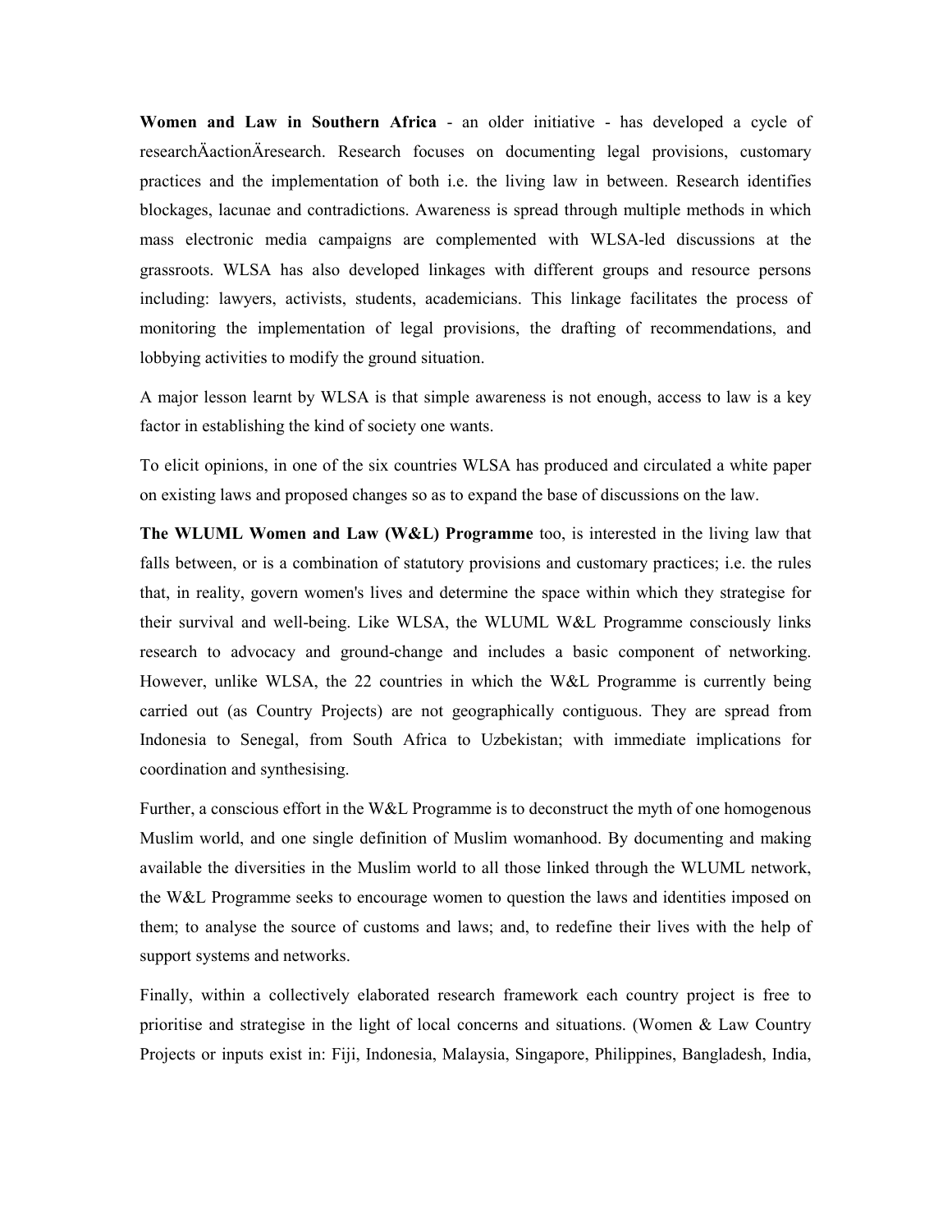**Women and Law in Southern Africa** - an older initiative - has developed a cycle of researchÄactionÄresearch. Research focuses on documenting legal provisions, customary practices and the implementation of both i.e. the living law in between. Research identifies blockages, lacunae and contradictions. Awareness is spread through multiple methods in which mass electronic media campaigns are complemented with WLSA-led discussions at the grassroots. WLSA has also developed linkages with different groups and resource persons including: lawyers, activists, students, academicians. This linkage facilitates the process of monitoring the implementation of legal provisions, the drafting of recommendations, and lobbying activities to modify the ground situation.

A major lesson learnt by WLSA is that simple awareness is not enough, access to law is a key factor in establishing the kind of society one wants.

To elicit opinions, in one of the six countries WLSA has produced and circulated a white paper on existing laws and proposed changes so as to expand the base of discussions on the law.

**The WLUML Women and Law (W&L) Programme** too, is interested in the living law that falls between, or is a combination of statutory provisions and customary practices; i.e. the rules that, in reality, govern women's lives and determine the space within which they strategise for their survival and well-being. Like WLSA, the WLUML W&L Programme consciously links research to advocacy and ground-change and includes a basic component of networking. However, unlike WLSA, the 22 countries in which the W&L Programme is currently being carried out (as Country Projects) are not geographically contiguous. They are spread from Indonesia to Senegal, from South Africa to Uzbekistan; with immediate implications for coordination and synthesising.

Further, a conscious effort in the W&L Programme is to deconstruct the myth of one homogenous Muslim world, and one single definition of Muslim womanhood. By documenting and making available the diversities in the Muslim world to all those linked through the WLUML network, the W&L Programme seeks to encourage women to question the laws and identities imposed on them; to analyse the source of customs and laws; and, to redefine their lives with the help of support systems and networks.

Finally, within a collectively elaborated research framework each country project is free to prioritise and strategise in the light of local concerns and situations. (Women & Law Country Projects or inputs exist in: Fiji, Indonesia, Malaysia, Singapore, Philippines, Bangladesh, India,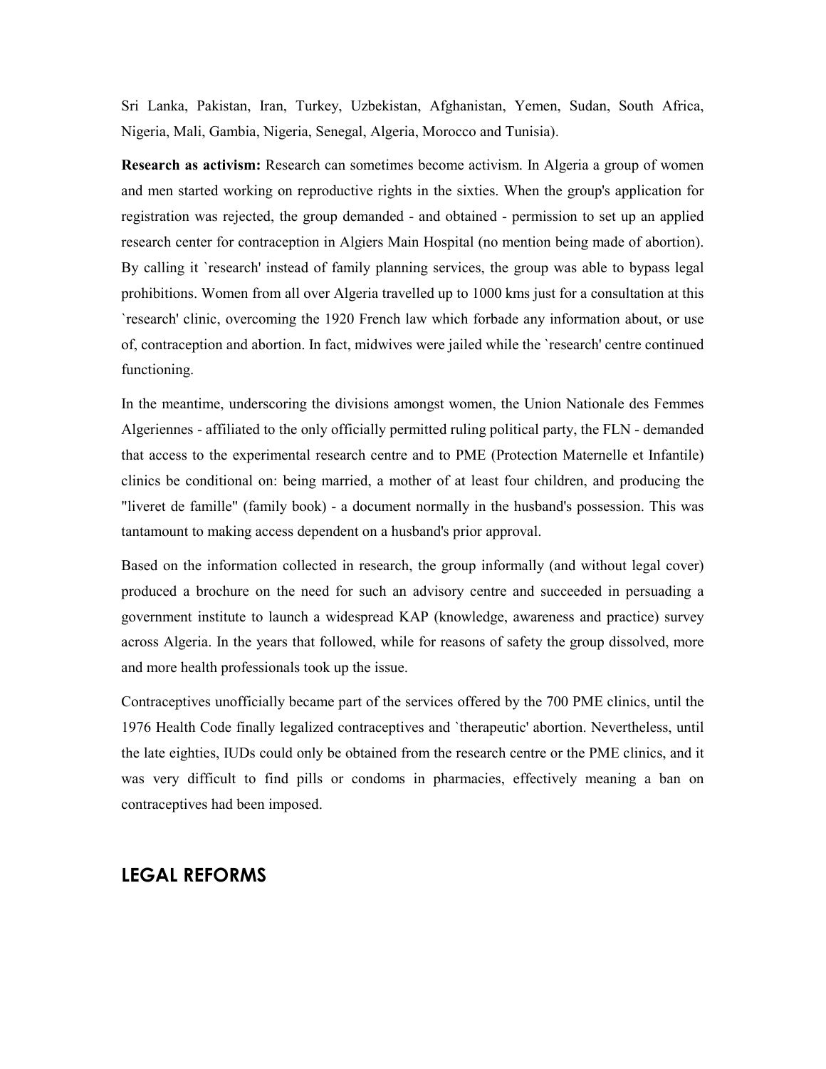Sri Lanka, Pakistan, Iran, Turkey, Uzbekistan, Afghanistan, Yemen, Sudan, South Africa, Nigeria, Mali, Gambia, Nigeria, Senegal, Algeria, Morocco and Tunisia).

**Research as activism:** Research can sometimes become activism. In Algeria a group of women and men started working on reproductive rights in the sixties. When the group's application for registration was rejected, the group demanded - and obtained - permission to set up an applied research center for contraception in Algiers Main Hospital (no mention being made of abortion). By calling it `research' instead of family planning services, the group was able to bypass legal prohibitions. Women from all over Algeria travelled up to 1000 kms just for a consultation at this `research' clinic, overcoming the 1920 French law which forbade any information about, or use of, contraception and abortion. In fact, midwives were jailed while the `research' centre continued functioning.

In the meantime, underscoring the divisions amongst women, the Union Nationale des Femmes Algeriennes - affiliated to the only officially permitted ruling political party, the FLN - demanded that access to the experimental research centre and to PME (Protection Maternelle et Infantile) clinics be conditional on: being married, a mother of at least four children, and producing the "liveret de famille" (family book) - a document normally in the husband's possession. This was tantamount to making access dependent on a husband's prior approval.

Based on the information collected in research, the group informally (and without legal cover) produced a brochure on the need for such an advisory centre and succeeded in persuading a government institute to launch a widespread KAP (knowledge, awareness and practice) survey across Algeria. In the years that followed, while for reasons of safety the group dissolved, more and more health professionals took up the issue.

Contraceptives unofficially became part of the services offered by the 700 PME clinics, until the 1976 Health Code finally legalized contraceptives and `therapeutic' abortion. Nevertheless, until the late eighties, IUDs could only be obtained from the research centre or the PME clinics, and it was very difficult to find pills or condoms in pharmacies, effectively meaning a ban on contraceptives had been imposed.

## LEGAL REFORMS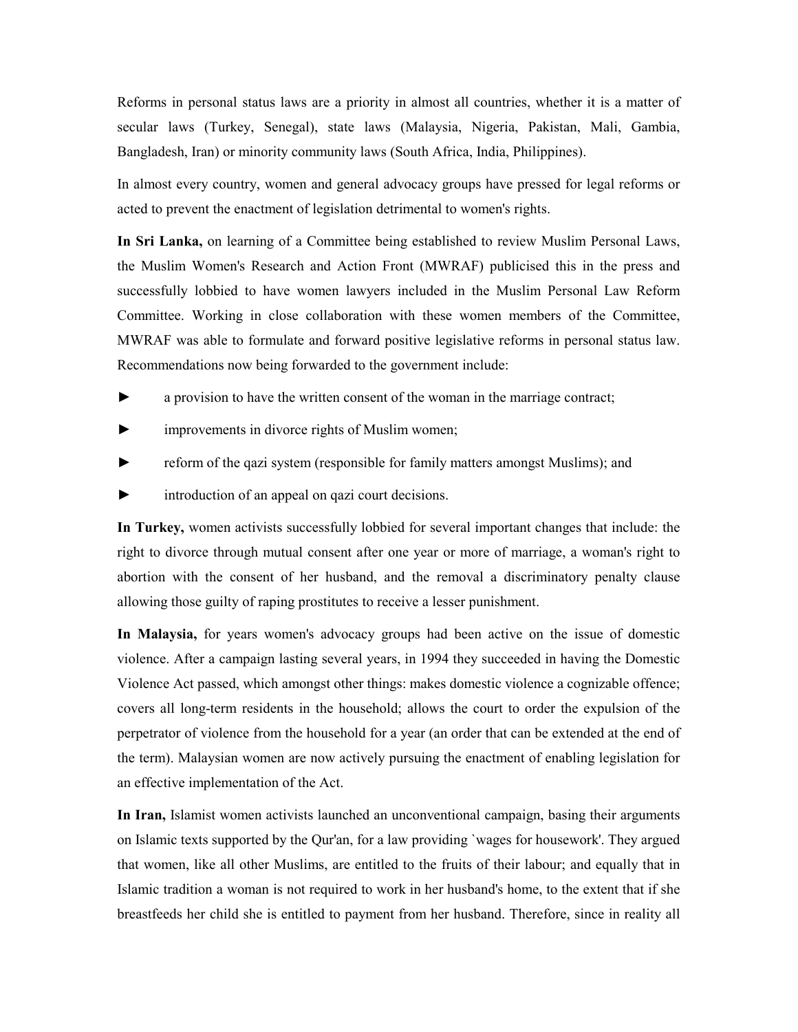Reforms in personal status laws are a priority in almost all countries, whether it is a matter of secular laws (Turkey, Senegal), state laws (Malaysia, Nigeria, Pakistan, Mali, Gambia, Bangladesh, Iran) or minority community laws (South Africa, India, Philippines).

In almost every country, women and general advocacy groups have pressed for legal reforms or acted to prevent the enactment of legislation detrimental to women's rights.

**In Sri Lanka,** on learning of a Committee being established to review Muslim Personal Laws, the Muslim Women's Research and Action Front (MWRAF) publicised this in the press and successfully lobbied to have women lawyers included in the Muslim Personal Law Reform Committee. Working in close collaboration with these women members of the Committee, MWRAF was able to formulate and forward positive legislative reforms in personal status law. Recommendations now being forwarded to the government include:

- a provision to have the written consent of the woman in the marriage contract;
- improvements in divorce rights of Muslim women;
- reform of the qazi system (responsible for family matters amongst Muslims); and
- introduction of an appeal on qazi court decisions.

**In Turkey,** women activists successfully lobbied for several important changes that include: the right to divorce through mutual consent after one year or more of marriage, a woman's right to abortion with the consent of her husband, and the removal a discriminatory penalty clause allowing those guilty of raping prostitutes to receive a lesser punishment.

**In Malaysia,** for years women's advocacy groups had been active on the issue of domestic violence. After a campaign lasting several years, in 1994 they succeeded in having the Domestic Violence Act passed, which amongst other things: makes domestic violence a cognizable offence; covers all long-term residents in the household; allows the court to order the expulsion of the perpetrator of violence from the household for a year (an order that can be extended at the end of the term). Malaysian women are now actively pursuing the enactment of enabling legislation for an effective implementation of the Act.

**In Iran,** Islamist women activists launched an unconventional campaign, basing their arguments on Islamic texts supported by the Qur'an, for a law providing `wages for housework'. They argued that women, like all other Muslims, are entitled to the fruits of their labour; and equally that in Islamic tradition a woman is not required to work in her husband's home, to the extent that if she breastfeeds her child she is entitled to payment from her husband. Therefore, since in reality all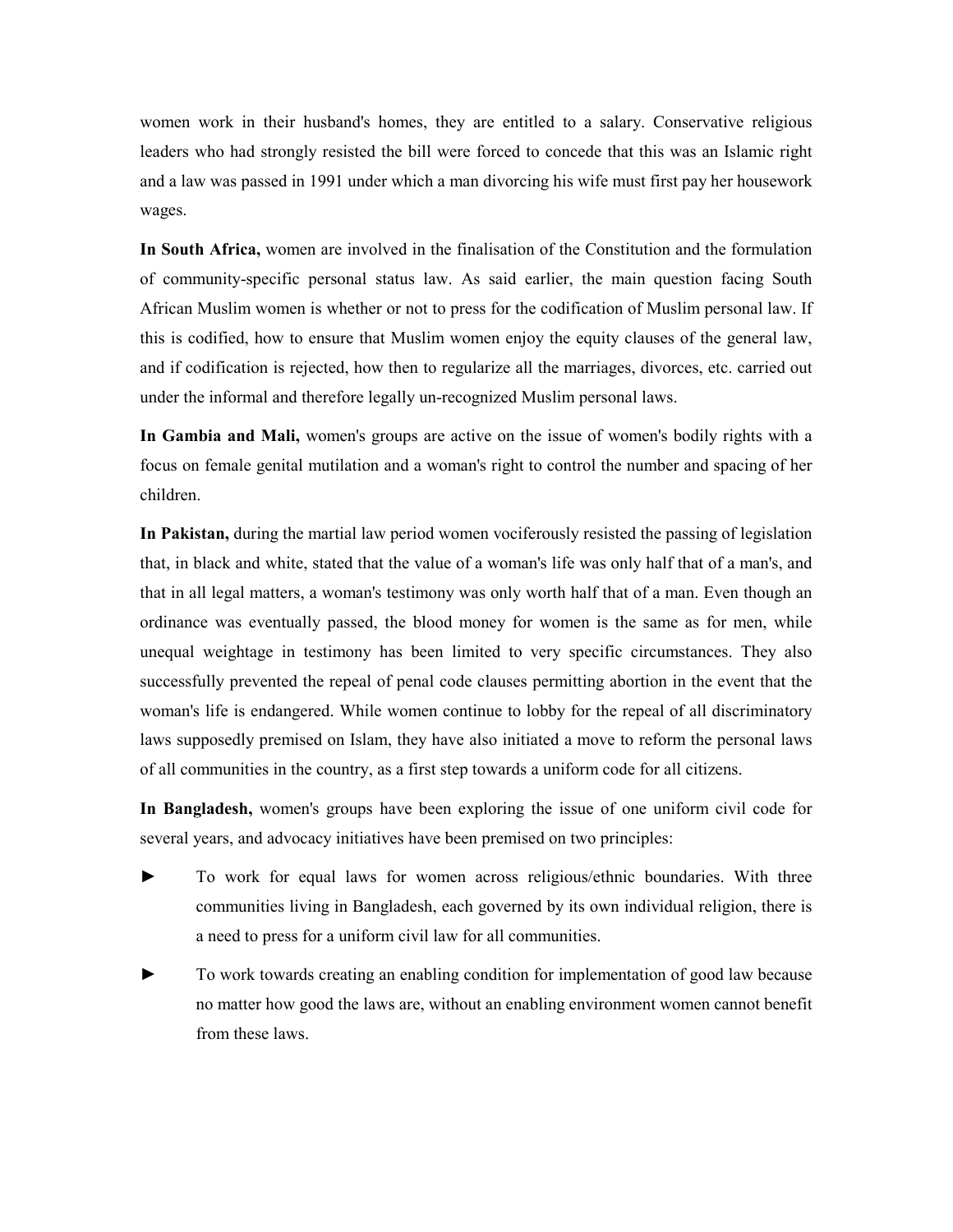women work in their husband's homes, they are entitled to a salary. Conservative religious leaders who had strongly resisted the bill were forced to concede that this was an Islamic right and a law was passed in 1991 under which a man divorcing his wife must first pay her housework wages.

**In South Africa,** women are involved in the finalisation of the Constitution and the formulation of community-specific personal status law. As said earlier, the main question facing South African Muslim women is whether or not to press for the codification of Muslim personal law. If this is codified, how to ensure that Muslim women enjoy the equity clauses of the general law, and if codification is rejected, how then to regularize all the marriages, divorces, etc. carried out under the informal and therefore legally un-recognized Muslim personal laws.

**In Gambia and Mali,** women's groups are active on the issue of women's bodily rights with a focus on female genital mutilation and a woman's right to control the number and spacing of her children.

**In Pakistan,** during the martial law period women vociferously resisted the passing of legislation that, in black and white, stated that the value of a woman's life was only half that of a man's, and that in all legal matters, a woman's testimony was only worth half that of a man. Even though an ordinance was eventually passed, the blood money for women is the same as for men, while unequal weightage in testimony has been limited to very specific circumstances. They also successfully prevented the repeal of penal code clauses permitting abortion in the event that the woman's life is endangered. While women continue to lobby for the repeal of all discriminatory laws supposedly premised on Islam, they have also initiated a move to reform the personal laws of all communities in the country, as a first step towards a uniform code for all citizens.

**In Bangladesh,** women's groups have been exploring the issue of one uniform civil code for several years, and advocacy initiatives have been premised on two principles:

- To work for equal laws for women across religious/ethnic boundaries. With three communities living in Bangladesh, each governed by its own individual religion, there is a need to press for a uniform civil law for all communities.
- To work towards creating an enabling condition for implementation of good law because no matter how good the laws are, without an enabling environment women cannot benefit from these laws.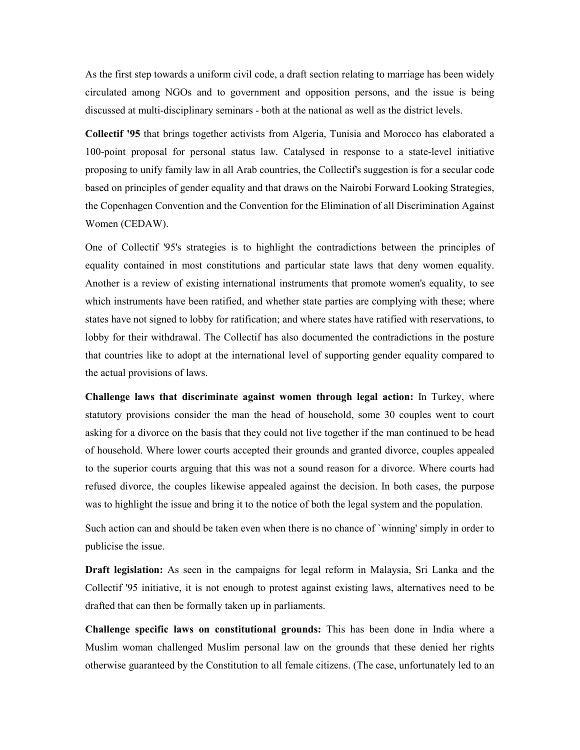As the first step towards a uniform civil code, a draft section relating to marriage has been widely circulated among NGOs and to government and opposition persons, and the issue is being discussed at multi-disciplinary seminars - both at the national as well as the district levels.

**Collectif '95** that brings together activists from Algeria, Tunisia and Morocco has elaborated a 100-point proposal for personal status law. Catalysed in response to a state-level initiative proposing to unify family law in all Arab countries, the Collectif's suggestion is for a secular code based on principles of gender equality and that draws on the Nairobi Forward Looking Strategies, the Copenhagen Convention and the Convention for the Elimination of all Discrimination Against Women (CEDAW).

One of Collectif '95's strategies is to highlight the contradictions between the principles of equality contained in most constitutions and particular state laws that deny women equality. Another is a review of existing international instruments that promote women's equality, to see which instruments have been ratified, and whether state parties are complying with these; where states have not signed to lobby for ratification; and where states have ratified with reservations, to lobby for their withdrawal. The Collectif has also documented the contradictions in the posture that countries like to adopt at the international level of supporting gender equality compared to the actual provisions of laws.

**Challenge laws that discriminate against women through legal action:** In Turkey, where statutory provisions consider the man the head of household, some 30 couples went to court asking for a divorce on the basis that they could not live together if the man continued to be head of household. Where lower courts accepted their grounds and granted divorce, couples appealed to the superior courts arguing that this was not a sound reason for a divorce. Where courts had refused divorce, the couples likewise appealed against the decision. In both cases, the purpose was to highlight the issue and bring it to the notice of both the legal system and the population.

Such action can and should be taken even when there is no chance of `winning' simply in order to publicise the issue.

**Draft legislation:** As seen in the campaigns for legal reform in Malaysia, Sri Lanka and the Collectif '95 initiative, it is not enough to protest against existing laws, alternatives need to be drafted that can then be formally taken up in parliaments.

**Challenge specific laws on constitutional grounds:** This has been done in India where a Muslim woman challenged Muslim personal law on the grounds that these denied her rights otherwise guaranteed by the Constitution to all female citizens. (The case, unfortunately led to an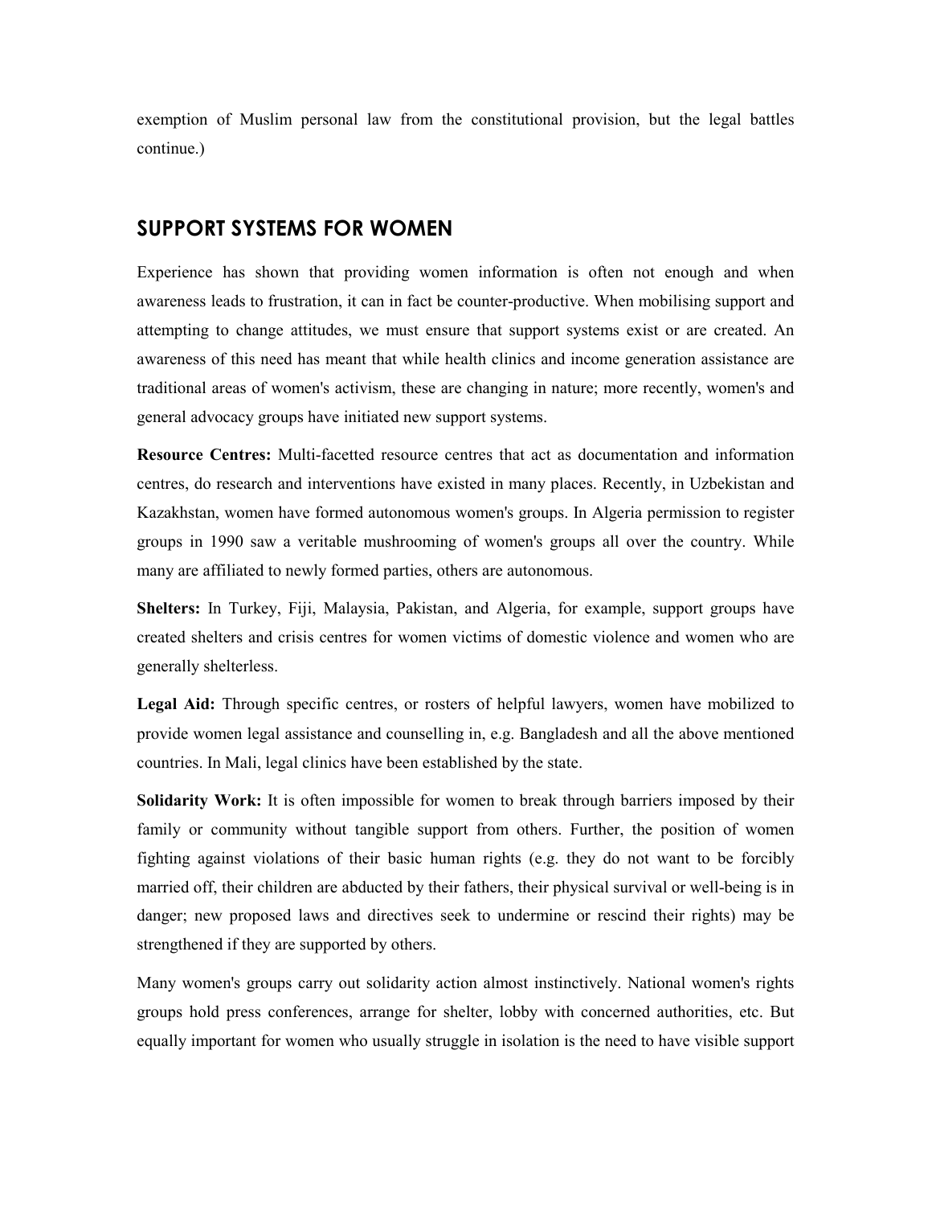exemption of Muslim personal law from the constitutional provision, but the legal battles continue.)

## SUPPORT SYSTEMS FOR WOMEN

Experience has shown that providing women information is often not enough and when awareness leads to frustration, it can in fact be counter-productive. When mobilising support and attempting to change attitudes, we must ensure that support systems exist or are created. An awareness of this need has meant that while health clinics and income generation assistance are traditional areas of women's activism, these are changing in nature; more recently, women's and general advocacy groups have initiated new support systems.

**Resource Centres:** Multi-facetted resource centres that act as documentation and information centres, do research and interventions have existed in many places. Recently, in Uzbekistan and Kazakhstan, women have formed autonomous women's groups. In Algeria permission to register groups in 1990 saw a veritable mushrooming of women's groups all over the country. While many are affiliated to newly formed parties, others are autonomous.

**Shelters:** In Turkey, Fiji, Malaysia, Pakistan, and Algeria, for example, support groups have created shelters and crisis centres for women victims of domestic violence and women who are generally shelterless.

**Legal Aid:** Through specific centres, or rosters of helpful lawyers, women have mobilized to provide women legal assistance and counselling in, e.g. Bangladesh and all the above mentioned countries. In Mali, legal clinics have been established by the state.

**Solidarity Work:** It is often impossible for women to break through barriers imposed by their family or community without tangible support from others. Further, the position of women fighting against violations of their basic human rights (e.g. they do not want to be forcibly married off, their children are abducted by their fathers, their physical survival or well-being is in danger; new proposed laws and directives seek to undermine or rescind their rights) may be strengthened if they are supported by others.

Many women's groups carry out solidarity action almost instinctively. National women's rights groups hold press conferences, arrange for shelter, lobby with concerned authorities, etc. But equally important for women who usually struggle in isolation is the need to have visible support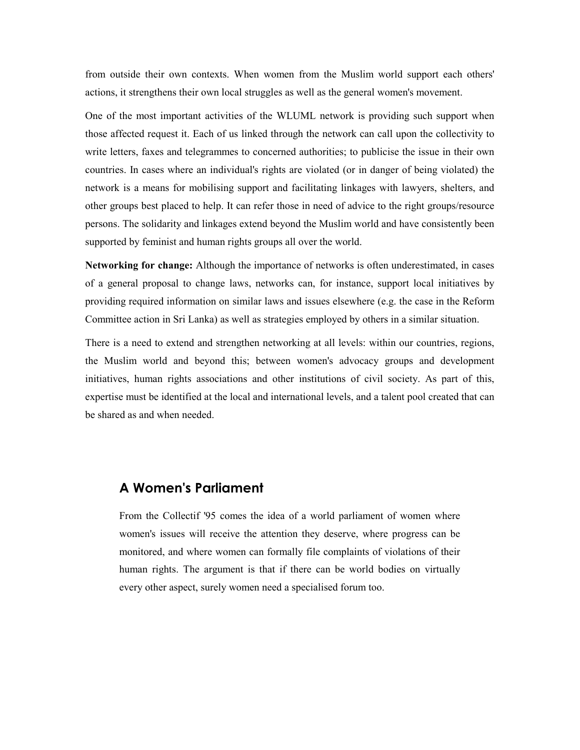from outside their own contexts. When women from the Muslim world support each others' actions, it strengthens their own local struggles as well as the general women's movement.

One of the most important activities of the WLUML network is providing such support when those affected request it. Each of us linked through the network can call upon the collectivity to write letters, faxes and telegrammes to concerned authorities; to publicise the issue in their own countries. In cases where an individual's rights are violated (or in danger of being violated) the network is a means for mobilising support and facilitating linkages with lawyers, shelters, and other groups best placed to help. It can refer those in need of advice to the right groups/resource persons. The solidarity and linkages extend beyond the Muslim world and have consistently been supported by feminist and human rights groups all over the world.

**Networking for change:** Although the importance of networks is often underestimated, in cases of a general proposal to change laws, networks can, for instance, support local initiatives by providing required information on similar laws and issues elsewhere (e.g. the case in the Reform Committee action in Sri Lanka) as well as strategies employed by others in a similar situation.

There is a need to extend and strengthen networking at all levels: within our countries, regions, the Muslim world and beyond this; between women's advocacy groups and development initiatives, human rights associations and other institutions of civil society. As part of this, expertise must be identified at the local and international levels, and a talent pool created that can be shared as and when needed.

## A Women's Parliament

From the Collectif '95 comes the idea of a world parliament of women where women's issues will receive the attention they deserve, where progress can be monitored, and where women can formally file complaints of violations of their human rights. The argument is that if there can be world bodies on virtually every other aspect, surely women need a specialised forum too.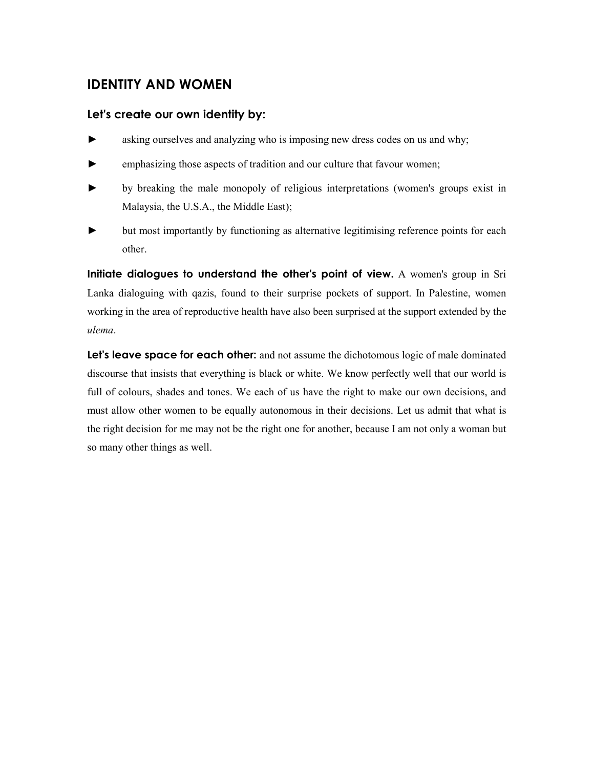## IDENTITY AND WOMEN

### Let's create our own identity by:

- asking ourselves and analyzing who is imposing new dress codes on us and why;
- emphasizing those aspects of tradition and our culture that favour women;
- by breaking the male monopoly of religious interpretations (women's groups exist in Malaysia, the U.S.A., the Middle East);
- but most importantly by functioning as alternative legitimising reference points for each other.

**Initiate dialogues to understand the other's point of view.** A women's group in Sri Lanka dialoguing with qazis, found to their surprise pockets of support. In Palestine, women working in the area of reproductive health have also been surprised at the support extended by the *ulema*.

**Let's leave space for each other:** and not assume the dichotomous logic of male dominated discourse that insists that everything is black or white. We know perfectly well that our world is full of colours, shades and tones. We each of us have the right to make our own decisions, and must allow other women to be equally autonomous in their decisions. Let us admit that what is the right decision for me may not be the right one for another, because I am not only a woman but so many other things as well.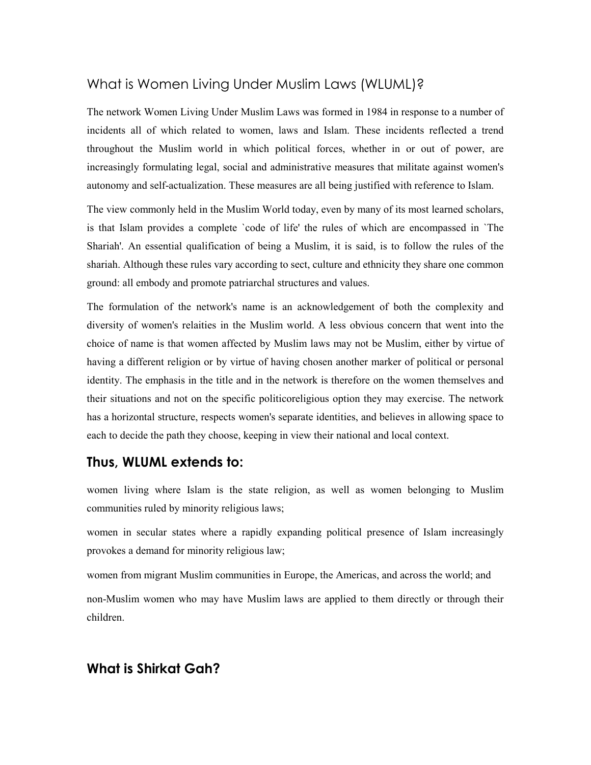## What is Women Living Under Muslim Laws (WLUML)?

The network Women Living Under Muslim Laws was formed in 1984 in response to a number of incidents all of which related to women, laws and Islam. These incidents reflected a trend throughout the Muslim world in which political forces, whether in or out of power, are increasingly formulating legal, social and administrative measures that militate against women's autonomy and self-actualization. These measures are all being justified with reference to Islam.

The view commonly held in the Muslim World today, even by many of its most learned scholars, is that Islam provides a complete `code of life' the rules of which are encompassed in `The Shariah'. An essential qualification of being a Muslim, it is said, is to follow the rules of the shariah. Although these rules vary according to sect, culture and ethnicity they share one common ground: all embody and promote patriarchal structures and values.

The formulation of the network's name is an acknowledgement of both the complexity and diversity of women's relaities in the Muslim world. A less obvious concern that went into the choice of name is that women affected by Muslim laws may not be Muslim, either by virtue of having a different religion or by virtue of having chosen another marker of political or personal identity. The emphasis in the title and in the network is therefore on the women themselves and their situations and not on the specific politicoreligious option they may exercise. The network has a horizontal structure, respects women's separate identities, and believes in allowing space to each to decide the path they choose, keeping in view their national and local context.

### Thus, WLUML extends to:

women living where Islam is the state religion, as well as women belonging to Muslim communities ruled by minority religious laws;

women in secular states where a rapidly expanding political presence of Islam increasingly provokes a demand for minority religious law;

women from migrant Muslim communities in Europe, the Americas, and across the world; and

non-Muslim women who may have Muslim laws are applied to them directly or through their children.

### What is Shirkat Gah?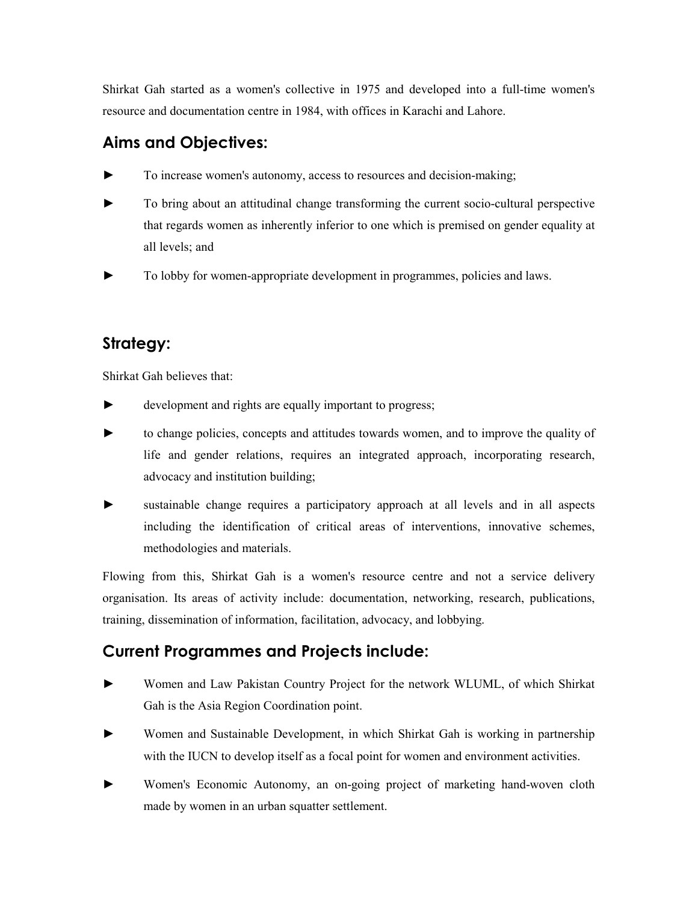Shirkat Gah started as a women's collective in 1975 and developed into a full-time women's resource and documentation centre in 1984, with offices in Karachi and Lahore.

## Aims and Objectives:

- To increase women's autonomy, access to resources and decision-making;
- To bring about an attitudinal change transforming the current socio-cultural perspective that regards women as inherently inferior to one which is premised on gender equality at all levels; and
- To lobby for women-appropriate development in programmes, policies and laws.

## Strategy:

Shirkat Gah believes that:

- development and rights are equally important to progress;
- to change policies, concepts and attitudes towards women, and to improve the quality of life and gender relations, requires an integrated approach, incorporating research, advocacy and institution building;
- sustainable change requires a participatory approach at all levels and in all aspects including the identification of critical areas of interventions, innovative schemes, methodologies and materials.

Flowing from this, Shirkat Gah is a women's resource centre and not a service delivery organisation. Its areas of activity include: documentation, networking, research, publications, training, dissemination of information, facilitation, advocacy, and lobbying.

## Current Programmes and Projects include:

- Women and Law Pakistan Country Project for the network WLUML, of which Shirkat Gah is the Asia Region Coordination point.
- Women and Sustainable Development, in which Shirkat Gah is working in partnership with the IUCN to develop itself as a focal point for women and environment activities.
- Women's Economic Autonomy, an on-going project of marketing hand-woven cloth made by women in an urban squatter settlement.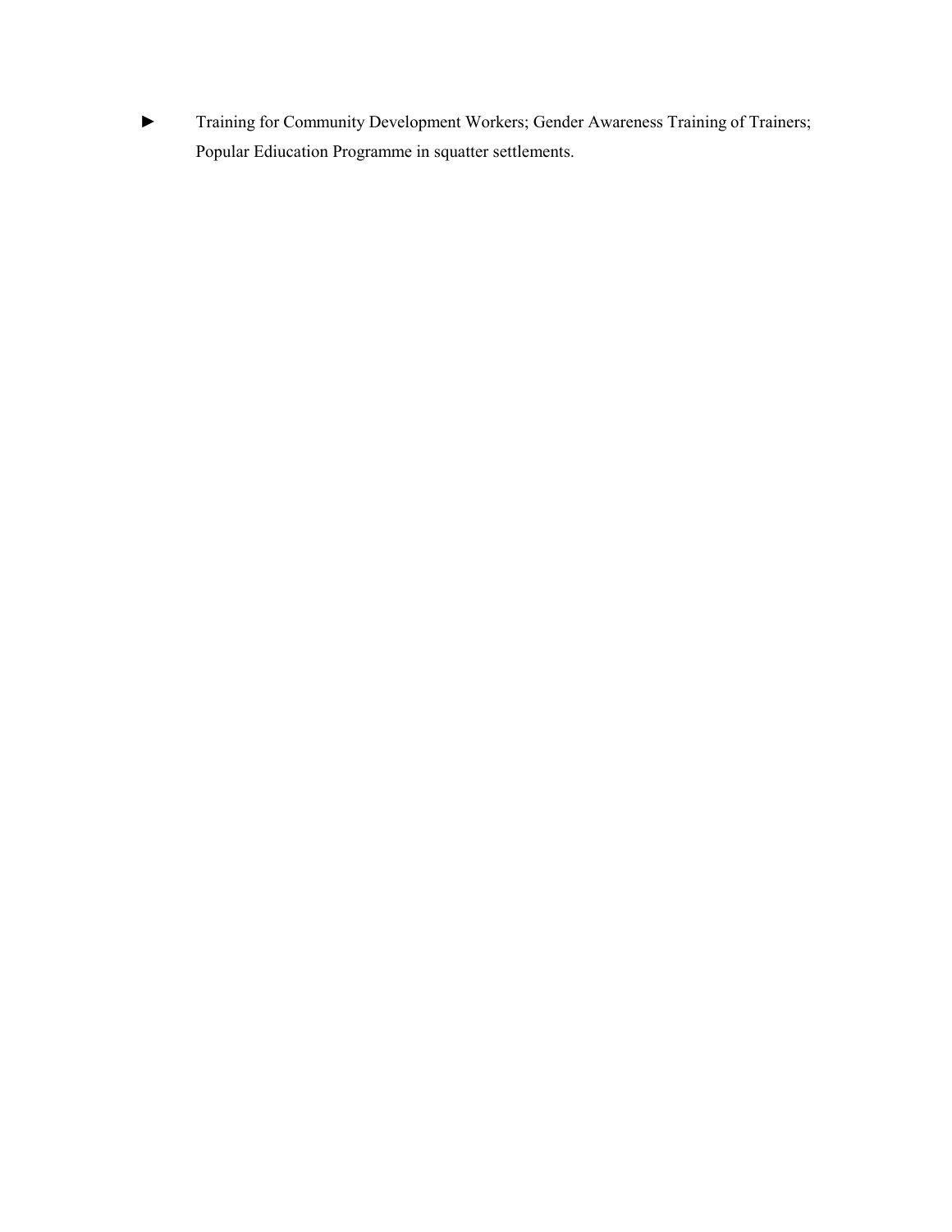- ► Training for Community Development Workers; Gender Awareness Training of Trainers; Popular Ediucation Programme in squatter settlements.